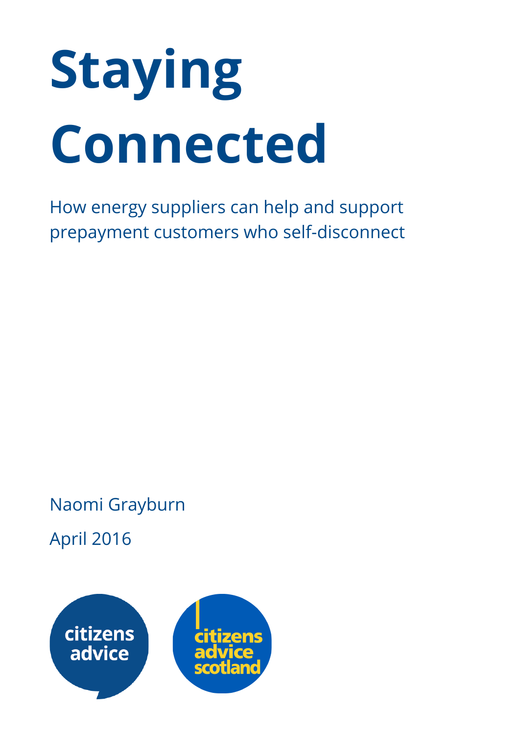# Staying Connected

How energy suppliers can help and support prepayment customers who self-disconnect

Naomi Grayburn

April 2016

citizens advice

citizens advice scotland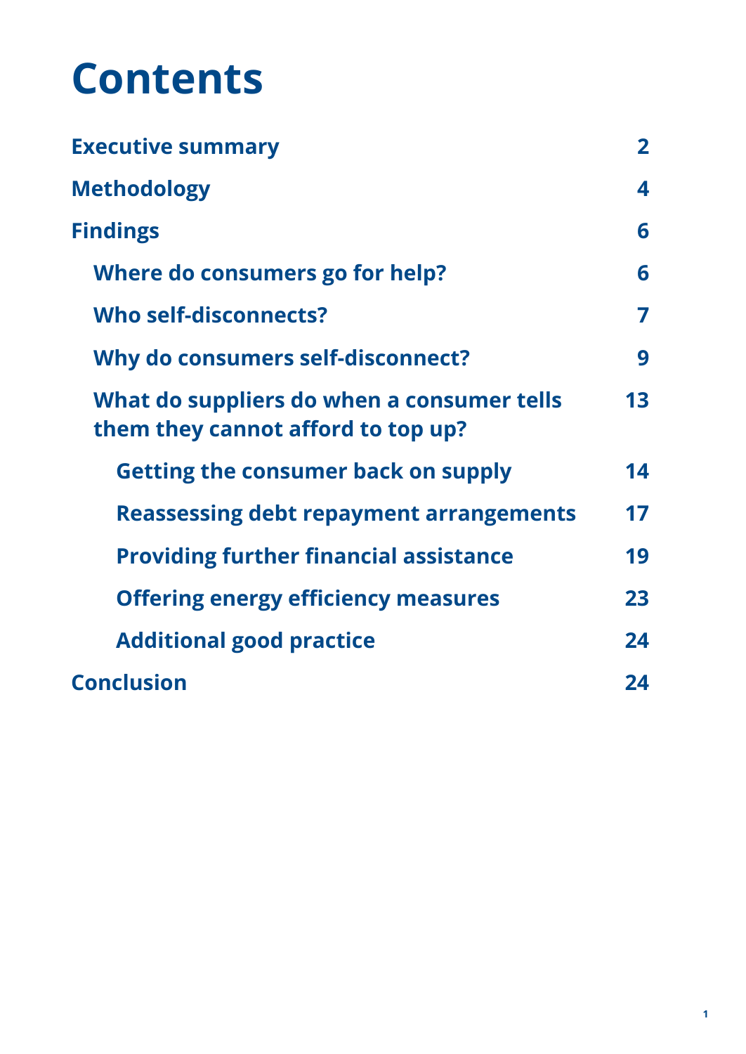# Contents

- Executive summary 2
- Methodology 4
- Findings 6
  - Where do consumers go for help? 6
  - Who self-disconnects? 7
  - Why do consumers self-disconnect? 9
  - What do suppliers do when a consumer tells them they cannot afford to top up? 13
    - Getting the consumer back on supply 14
    - Reassessing debt repayment arrangements 17
    - Providing further financial assistance 19
    - Offering energy efficiency measures 23
    - Additional good practice 24
- Conclusion 24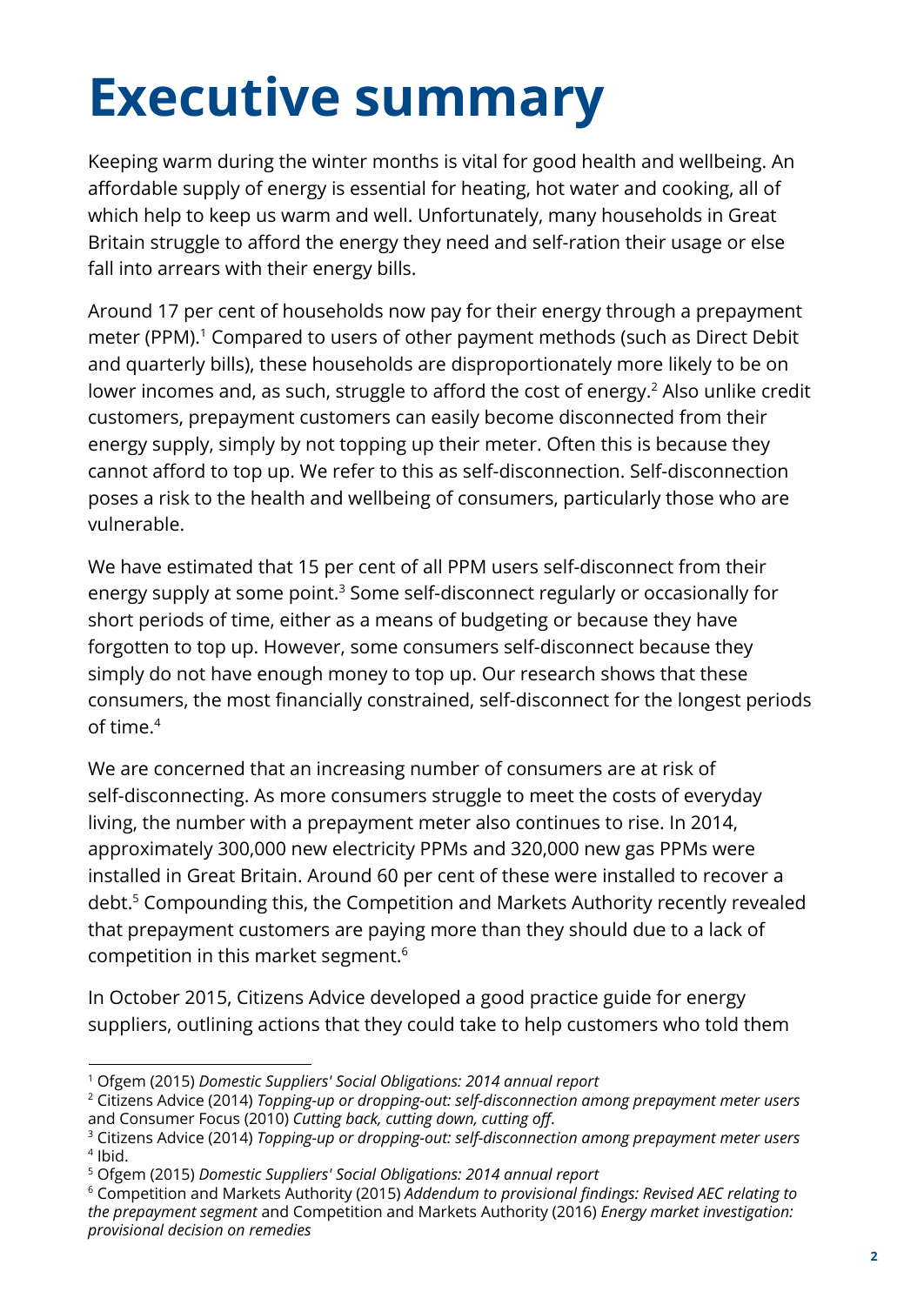# Executive summary

Keeping warm during the winter months is vital for good health and wellbeing. An affordable supply of energy is essential for heating, hot water and cooking, all of which help to keep us warm and well. Unfortunately, many households in Great Britain struggle to afford the energy they need and self-ration their usage or else fall into arrears with their energy bills.

Around 17 per cent of households now pay for their energy through a prepayment meter (PPM).[1] Compared to users of other payment methods (such as Direct Debit and quarterly bills), these households are disproportionately more likely to be on lower incomes and, as such, struggle to afford the cost of energy.[2] Also unlike credit customers, prepayment customers can easily become disconnected from their energy supply, simply by not topping up their meter. Often this is because they cannot afford to top up. We refer to this as self-disconnection. Self-disconnection poses a risk to the health and wellbeing of consumers, particularly those who are vulnerable.

We have estimated that 15 per cent of all PPM users self-disconnect from their energy supply at some point.[3] Some self-disconnect regularly or occasionally for short periods of time, either as a means of budgeting or because they have forgotten to top up. However, some consumers self-disconnect because they simply do not have enough money to top up. Our research shows that these consumers, the most financially constrained, self-disconnect for the longest periods of time.[4]

We are concerned that an increasing number of consumers are at risk of self-disconnecting. As more consumers struggle to meet the costs of everyday living, the number with a prepayment meter also continues to rise. In 2014, approximately 300,000 new electricity PPMs and 320,000 new gas PPMs were installed in Great Britain. Around 60 per cent of these were installed to recover a debt.[5] Compounding this, the Competition and Markets Authority recently revealed that prepayment customers are paying more than they should due to a lack of competition in this market segment.[6]

In October 2015, Citizens Advice developed a good practice guide for energy suppliers, outlining actions that they could take to help customers who told them

---

[1] Ofgem (2015) *Domestic Suppliers' Social Obligations: 2014 annual report*

[2] Citizens Advice (2014) *Topping-up or dropping-out: self-disconnection among prepayment meter users* and Consumer Focus (2010) *Cutting back, cutting down, cutting off*.

[3] Citizens Advice (2014) *Topping-up or dropping-out: self-disconnection among prepayment meter users*

[4] Ibid.

[5] Ofgem (2015) *Domestic Suppliers' Social Obligations: 2014 annual report*

[6] Competition and Markets Authority (2015) *Addendum to provisional findings: Revised AEC relating to the prepayment segment* and Competition and Markets Authority (2016) *Energy market investigation: provisional decision on remedies*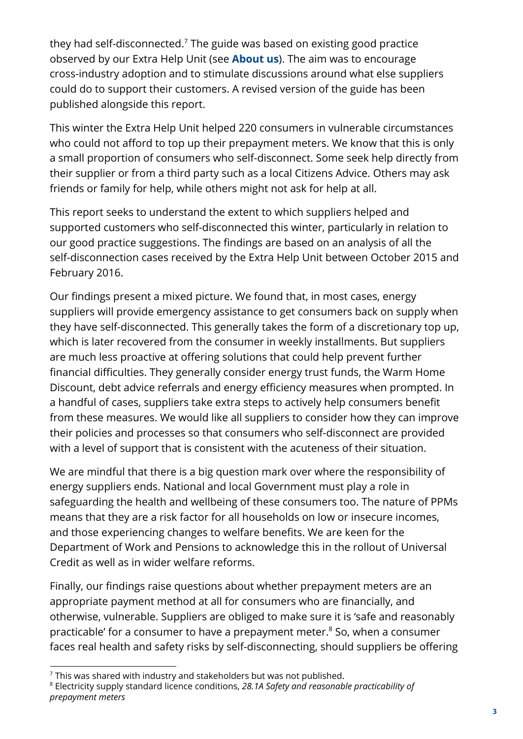they had self-disconnected.[7] The guide was based on existing good practice observed by our Extra Help Unit (see **About us**). The aim was to encourage cross-industry adoption and to stimulate discussions around what else suppliers could do to support their customers. A revised version of the guide has been published alongside this report.

This winter the Extra Help Unit helped 220 consumers in vulnerable circumstances who could not afford to top up their prepayment meters. We know that this is only a small proportion of consumers who self-disconnect. Some seek help directly from their supplier or from a third party such as a local Citizens Advice. Others may ask friends or family for help, while others might not ask for help at all.

This report seeks to understand the extent to which suppliers helped and supported customers who self-disconnected this winter, particularly in relation to our good practice suggestions. The findings are based on an analysis of all the self-disconnection cases received by the Extra Help Unit between October 2015 and February 2016.

Our findings present a mixed picture. We found that, in most cases, energy suppliers will provide emergency assistance to get consumers back on supply when they have self-disconnected. This generally takes the form of a discretionary top up, which is later recovered from the consumer in weekly installments. But suppliers are much less proactive at offering solutions that could help prevent further financial difficulties. They generally consider energy trust funds, the Warm Home Discount, debt advice referrals and energy efficiency measures when prompted. In a handful of cases, suppliers take extra steps to actively help consumers benefit from these measures. We would like all suppliers to consider how they can improve their policies and processes so that consumers who self-disconnect are provided with a level of support that is consistent with the acuteness of their situation.

We are mindful that there is a big question mark over where the responsibility of energy suppliers ends. National and local Government must play a role in safeguarding the health and wellbeing of these consumers too. The nature of PPMs means that they are a risk factor for all households on low or insecure incomes, and those experiencing changes to welfare benefits. We are keen for the Department of Work and Pensions to acknowledge this in the rollout of Universal Credit as well as in wider welfare reforms.

Finally, our findings raise questions about whether prepayment meters are an appropriate payment method at all for consumers who are financially, and otherwise, vulnerable. Suppliers are obliged to make sure it is 'safe and reasonably practicable' for a consumer to have a prepayment meter.[8] So, when a consumer faces real health and safety risks by self-disconnecting, should suppliers be offering

[7] This was shared with industry and stakeholders but was not published.

[8] Electricity supply standard licence conditions, *28.1A Safety and reasonable practicability of prepayment meters*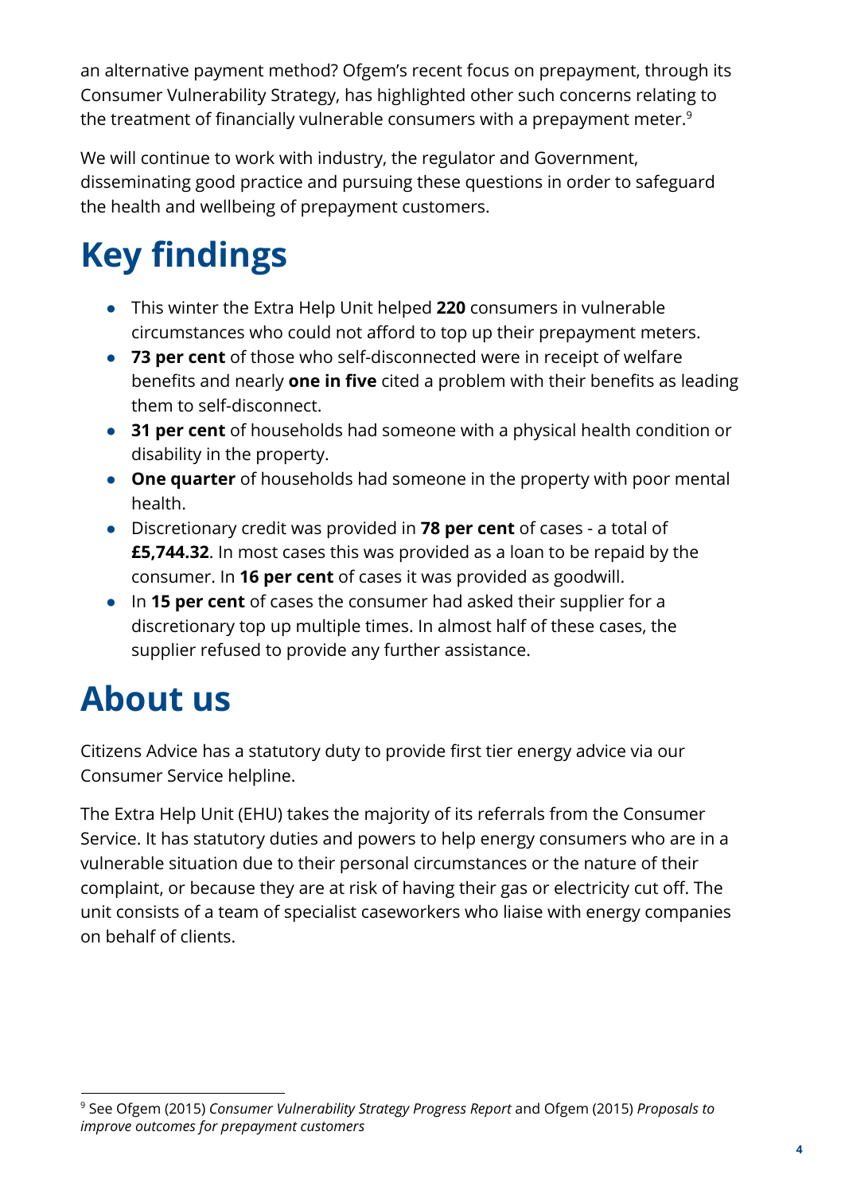an alternative payment method? Ofgem's recent focus on prepayment, through its Consumer Vulnerability Strategy, has highlighted other such concerns relating to the treatment of financially vulnerable consumers with a prepayment meter.[9]

We will continue to work with industry, the regulator and Government, disseminating good practice and pursuing these questions in order to safeguard the health and wellbeing of prepayment customers.

# Key findings

- This winter the Extra Help Unit helped **220** consumers in vulnerable circumstances who could not afford to top up their prepayment meters.
- **73 per cent** of those who self-disconnected were in receipt of welfare benefits and nearly **one in five** cited a problem with their benefits as leading them to self-disconnect.
- **31 per cent** of households had someone with a physical health condition or disability in the property.
- **One quarter** of households had someone in the property with poor mental health.
- Discretionary credit was provided in **78 per cent** of cases - a total of **£5,744.32**. In most cases this was provided as a loan to be repaid by the consumer. In **16 per cent** of cases it was provided as goodwill.
- In **15 per cent** of cases the consumer had asked their supplier for a discretionary top up multiple times. In almost half of these cases, the supplier refused to provide any further assistance.

# About us

Citizens Advice has a statutory duty to provide first tier energy advice via our Consumer Service helpline.

The Extra Help Unit (EHU) takes the majority of its referrals from the Consumer Service. It has statutory duties and powers to help energy consumers who are in a vulnerable situation due to their personal circumstances or the nature of their complaint, or because they are at risk of having their gas or electricity cut off. The unit consists of a team of specialist caseworkers who liaise with energy companies on behalf of clients.

[9] See Ofgem (2015) *Consumer Vulnerability Strategy Progress Report* and Ofgem (2015) *Proposals to improve outcomes for prepayment customers*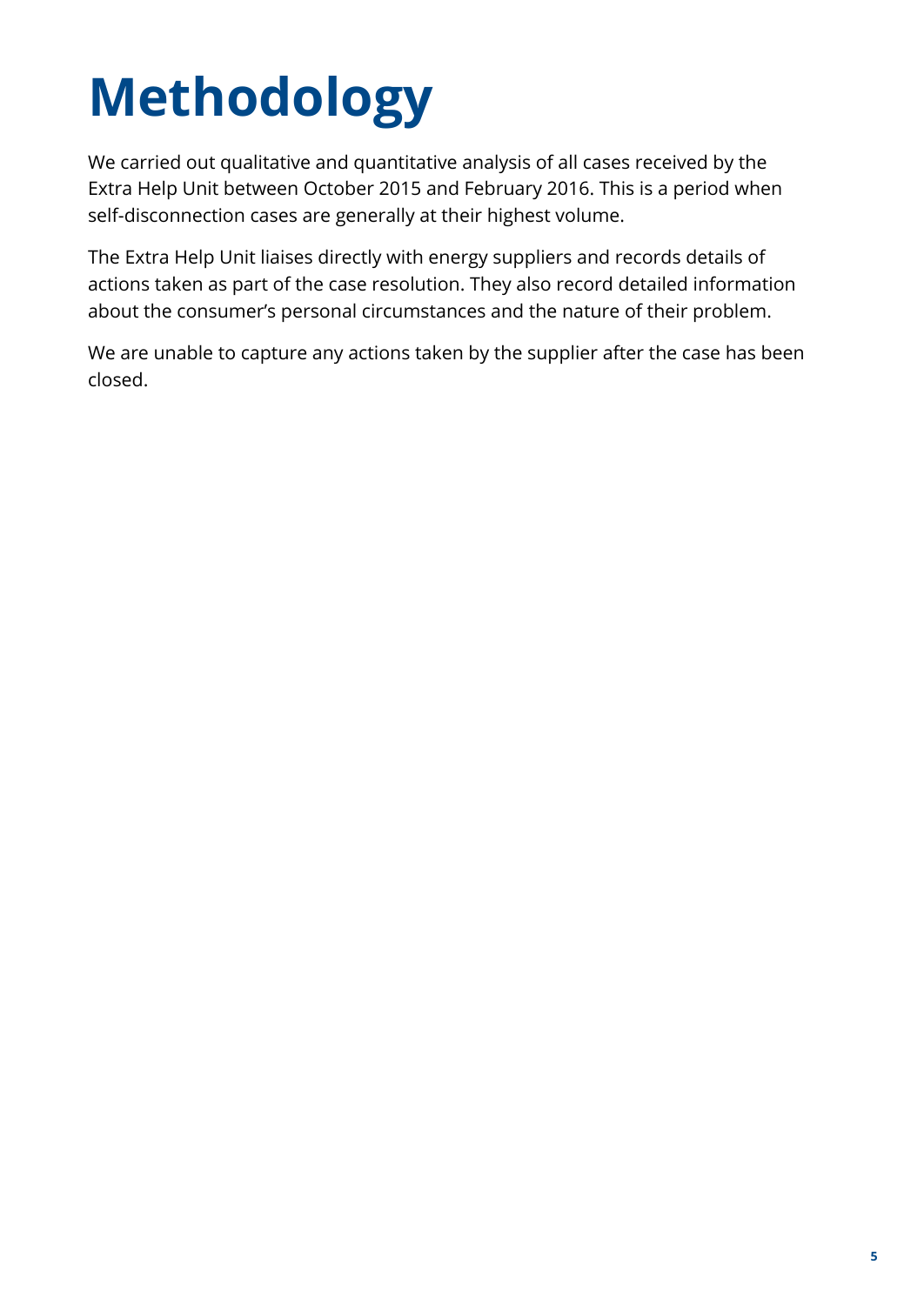# Methodology

We carried out qualitative and quantitative analysis of all cases received by the Extra Help Unit between October 2015 and February 2016. This is a period when self-disconnection cases are generally at their highest volume.

The Extra Help Unit liaises directly with energy suppliers and records details of actions taken as part of the case resolution. They also record detailed information about the consumer's personal circumstances and the nature of their problem.

We are unable to capture any actions taken by the supplier after the case has been closed.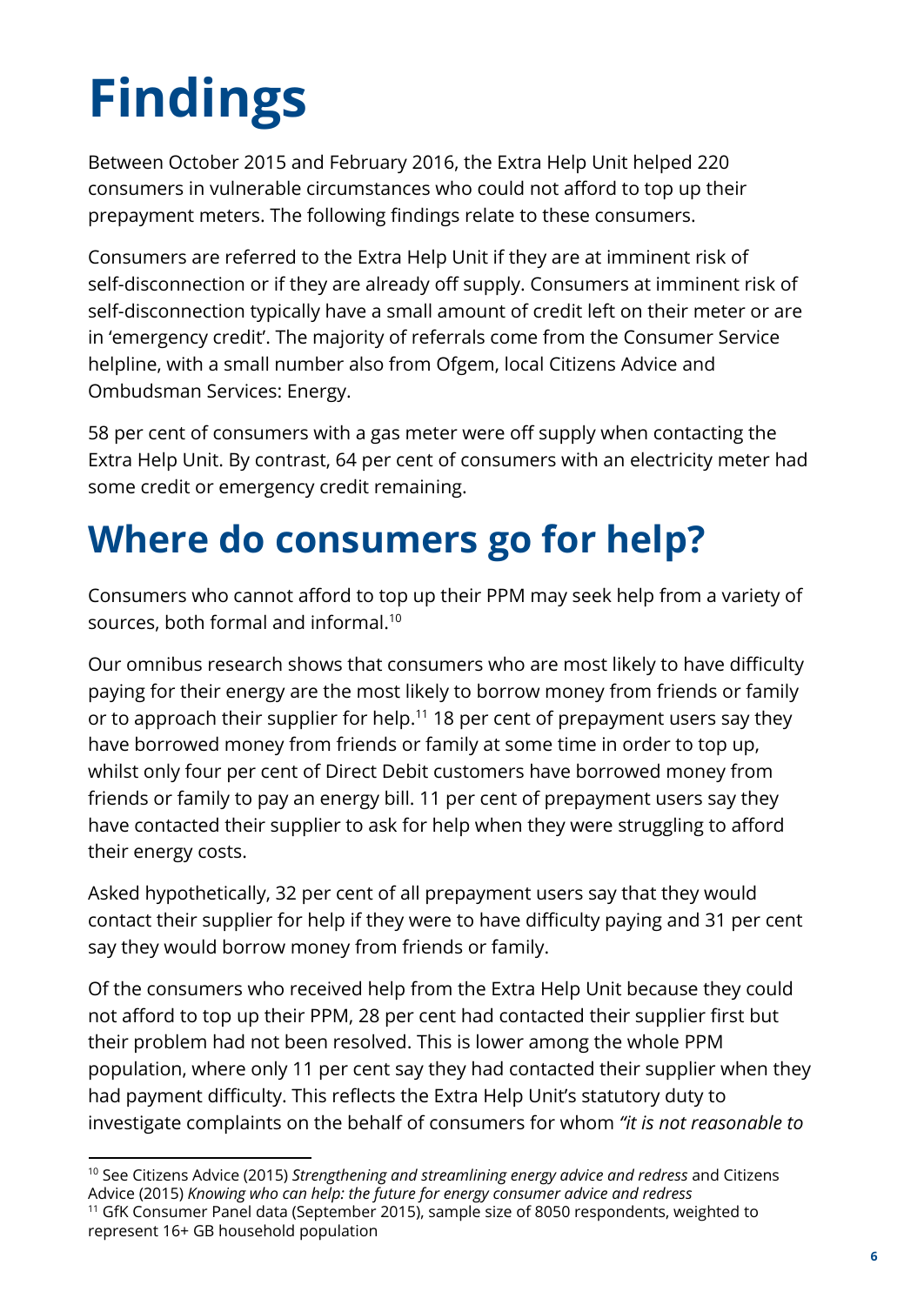# Findings

Between October 2015 and February 2016, the Extra Help Unit helped 220 consumers in vulnerable circumstances who could not afford to top up their prepayment meters. The following findings relate to these consumers.

Consumers are referred to the Extra Help Unit if they are at imminent risk of self-disconnection or if they are already off supply. Consumers at imminent risk of self-disconnection typically have a small amount of credit left on their meter or are in 'emergency credit'. The majority of referrals come from the Consumer Service helpline, with a small number also from Ofgem, local Citizens Advice and Ombudsman Services: Energy.

58 per cent of consumers with a gas meter were off supply when contacting the Extra Help Unit. By contrast, 64 per cent of consumers with an electricity meter had some credit or emergency credit remaining.

# Where do consumers go for help?

Consumers who cannot afford to top up their PPM may seek help from a variety of sources, both formal and informal.[10]

Our omnibus research shows that consumers who are most likely to have difficulty paying for their energy are the most likely to borrow money from friends or family or to approach their supplier for help.[11] 18 per cent of prepayment users say they have borrowed money from friends or family at some time in order to top up, whilst only four per cent of Direct Debit customers have borrowed money from friends or family to pay an energy bill. 11 per cent of prepayment users say they have contacted their supplier to ask for help when they were struggling to afford their energy costs.

Asked hypothetically, 32 per cent of all prepayment users say that they would contact their supplier for help if they were to have difficulty paying and 31 per cent say they would borrow money from friends or family.

Of the consumers who received help from the Extra Help Unit because they could not afford to top up their PPM, 28 per cent had contacted their supplier first but their problem had not been resolved. This is lower among the whole PPM population, where only 11 per cent say they had contacted their supplier when they had payment difficulty. This reflects the Extra Help Unit's statutory duty to investigate complaints on the behalf of consumers for whom *"it is not reasonable to*

---

[10] See Citizens Advice (2015) *Strengthening and streamlining energy advice and redress* and Citizens Advice (2015) *Knowing who can help: the future for energy consumer advice and redress*

[11] GfK Consumer Panel data (September 2015), sample size of 8050 respondents, weighted to represent 16+ GB household population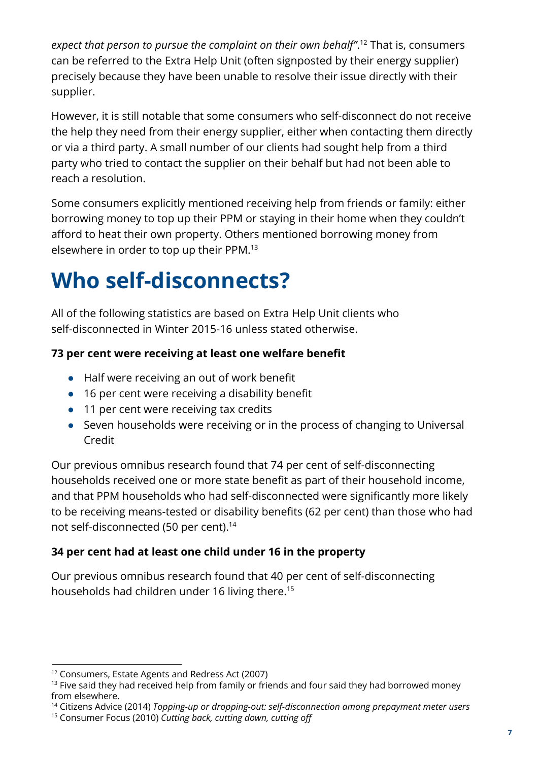*expect that person to pursue the complaint on their own behalf"*.[12] That is, consumers can be referred to the Extra Help Unit (often signposted by their energy supplier) precisely because they have been unable to resolve their issue directly with their supplier.

However, it is still notable that some consumers who self-disconnect do not receive the help they need from their energy supplier, either when contacting them directly or via a third party. A small number of our clients had sought help from a third party who tried to contact the supplier on their behalf but had not been able to reach a resolution.

Some consumers explicitly mentioned receiving help from friends or family: either borrowing money to top up their PPM or staying in their home when they couldn't afford to heat their own property. Others mentioned borrowing money from elsewhere in order to top up their PPM.[13]

# Who self-disconnects?

All of the following statistics are based on Extra Help Unit clients who self-disconnected in Winter 2015-16 unless stated otherwise.

**73 per cent were receiving at least one welfare benefit**

- Half were receiving an out of work benefit
- 16 per cent were receiving a disability benefit
- 11 per cent were receiving tax credits
- Seven households were receiving or in the process of changing to Universal Credit

Our previous omnibus research found that 74 per cent of self-disconnecting households received one or more state benefit as part of their household income, and that PPM households who had self-disconnected were significantly more likely to be receiving means-tested or disability benefits (62 per cent) than those who had not self-disconnected (50 per cent).[14]

**34 per cent had at least one child under 16 in the property**

Our previous omnibus research found that 40 per cent of self-disconnecting households had children under 16 living there.[15]

---

[12] Consumers, Estate Agents and Redress Act (2007)

[13] Five said they had received help from family or friends and four said they had borrowed money from elsewhere.

[14] Citizens Advice (2014) *Topping-up or dropping-out: self-disconnection among prepayment meter users*

[15] Consumer Focus (2010) *Cutting back, cutting down, cutting off*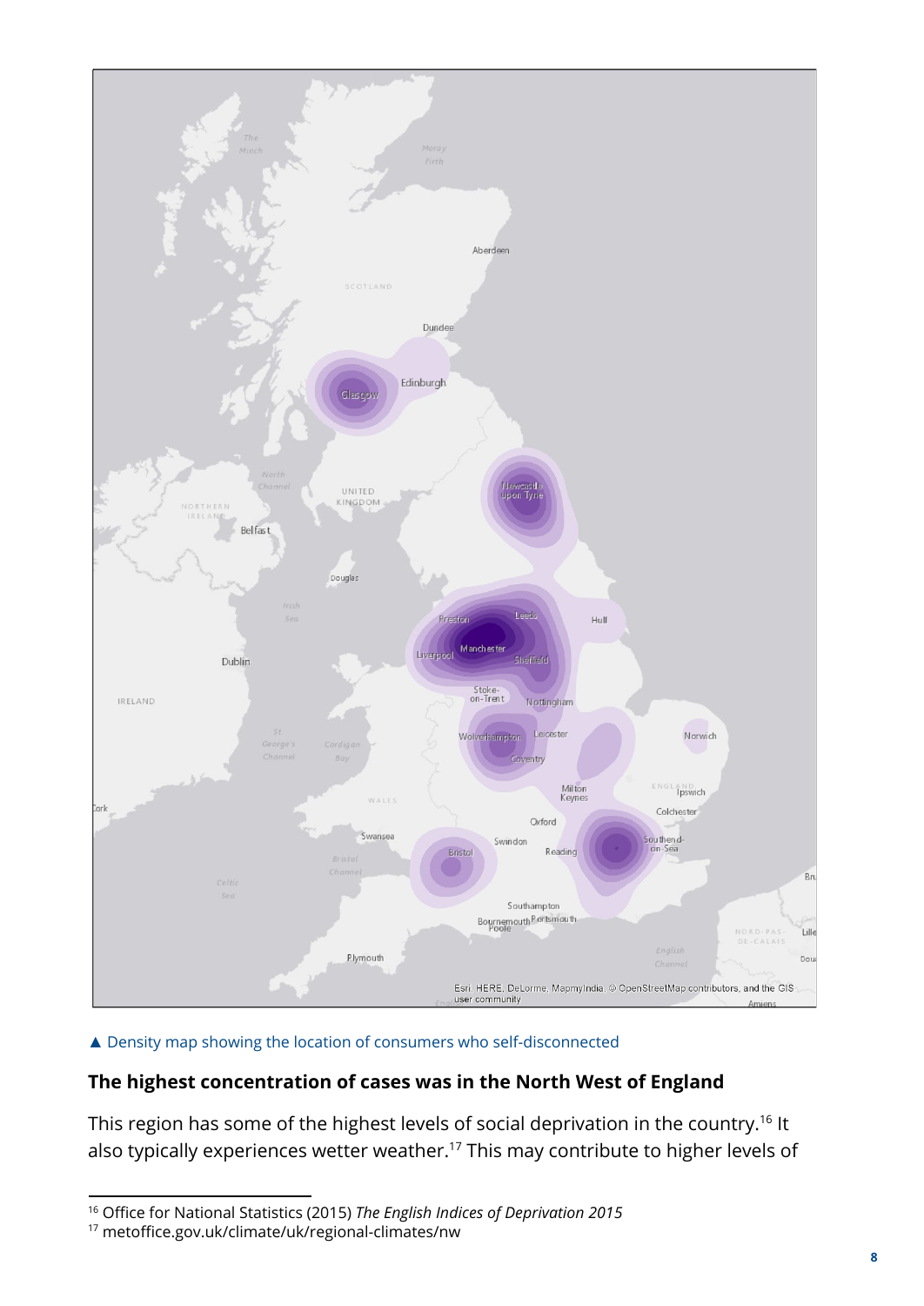▲ Density map showing the location of consumers who self-disconnected

**The highest concentration of cases was in the North West of England**

This region has some of the highest levels of social deprivation in the country.[16] It also typically experiences wetter weather.[17] This may contribute to higher levels of

[16] Office for National Statistics (2015) *The English Indices of Deprivation 2015*

[17] metoffice.gov.uk/climate/uk/regional-climates/nw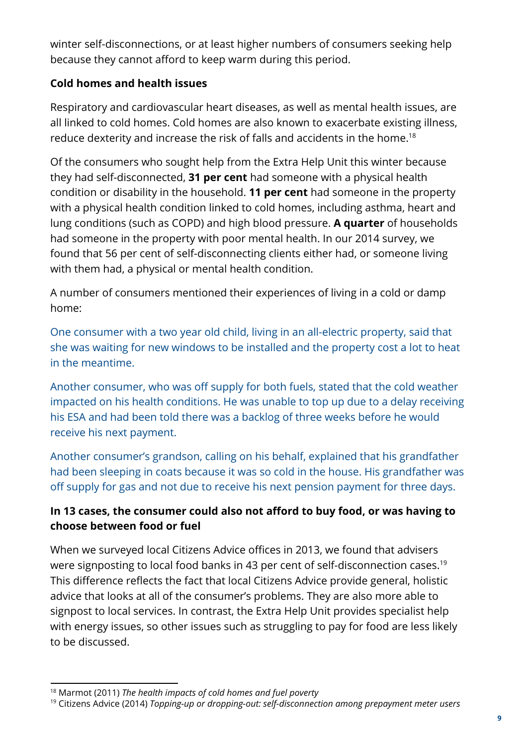winter self-disconnections, or at least higher numbers of consumers seeking help because they cannot afford to keep warm during this period.

**Cold homes and health issues**

Respiratory and cardiovascular heart diseases, as well as mental health issues, are all linked to cold homes. Cold homes are also known to exacerbate existing illness, reduce dexterity and increase the risk of falls and accidents in the home.[18]

Of the consumers who sought help from the Extra Help Unit this winter because they had self-disconnected, **31 per cent** had someone with a physical health condition or disability in the household. **11 per cent** had someone in the property with a physical health condition linked to cold homes, including asthma, heart and lung conditions (such as COPD) and high blood pressure. **A quarter** of households had someone in the property with poor mental health. In our 2014 survey, we found that 56 per cent of self-disconnecting clients either had, or someone living with them had, a physical or mental health condition.

A number of consumers mentioned their experiences of living in a cold or damp home:

One consumer with a two year old child, living in an all-electric property, said that she was waiting for new windows to be installed and the property cost a lot to heat in the meantime.

Another consumer, who was off supply for both fuels, stated that the cold weather impacted on his health conditions. He was unable to top up due to a delay receiving his ESA and had been told there was a backlog of three weeks before he would receive his next payment.

Another consumer's grandson, calling on his behalf, explained that his grandfather had been sleeping in coats because it was so cold in the house. His grandfather was off supply for gas and not due to receive his next pension payment for three days.

**In 13 cases, the consumer could also not afford to buy food, or was having to choose between food or fuel**

When we surveyed local Citizens Advice offices in 2013, we found that advisers were signposting to local food banks in 43 per cent of self-disconnection cases.[19] This difference reflects the fact that local Citizens Advice provide general, holistic advice that looks at all of the consumer's problems. They are also more able to signpost to local services. In contrast, the Extra Help Unit provides specialist help with energy issues, so other issues such as struggling to pay for food are less likely to be discussed.

[18] Marmot (2011) *The health impacts of cold homes and fuel poverty*

[19] Citizens Advice (2014) *Topping-up or dropping-out: self-disconnection among prepayment meter users*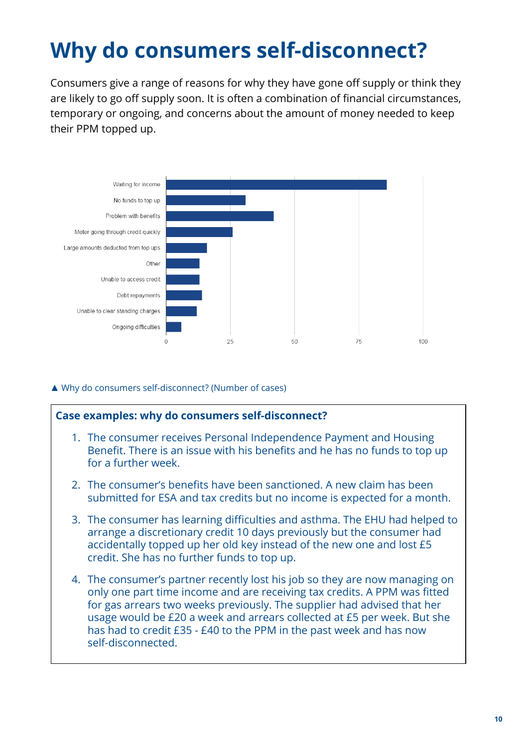# Why do consumers self-disconnect?

Consumers give a range of reasons for why they have gone off supply or think they are likely to go off supply soon. It is often a combination of financial circumstances, temporary or ongoing, and concerns about the amount of money needed to keep their PPM topped up.

▲ Why do consumers self-disconnect? (Number of cases)

**Case examples: why do consumers self-disconnect?**

1. The consumer receives Personal Independence Payment and Housing Benefit. There is an issue with his benefits and he has no funds to top up for a further week.
2. The consumer's benefits have been sanctioned. A new claim has been submitted for ESA and tax credits but no income is expected for a month.
3. The consumer has learning difficulties and asthma. The EHU had helped to arrange a discretionary credit 10 days previously but the consumer had accidentally topped up her old key instead of the new one and lost £5 credit. She has no further funds to top up.
4. The consumer's partner recently lost his job so they are now managing on only one part time income and are receiving tax credits. A PPM was fitted for gas arrears two weeks previously. The supplier had advised that her usage would be £20 a week and arrears collected at £5 per week. But she has had to credit £35 - £40 to the PPM in the past week and has now self-disconnected.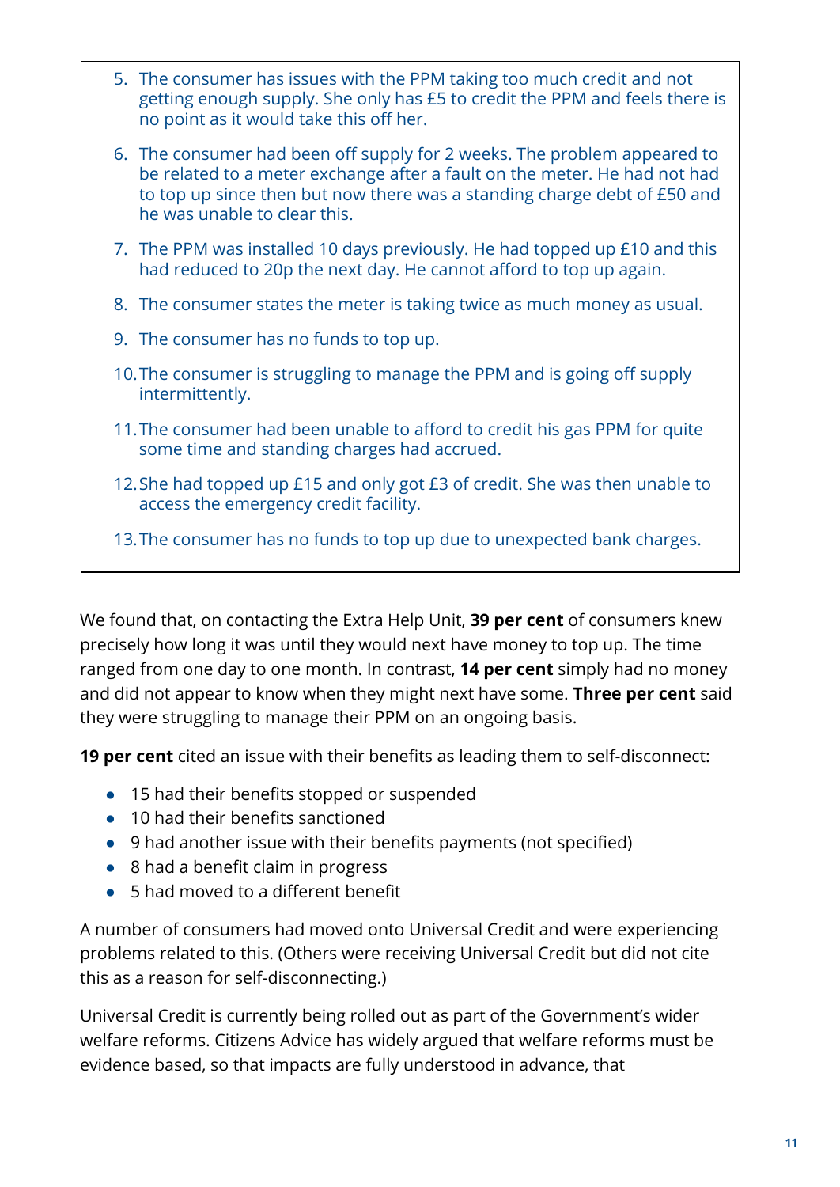5. The consumer has issues with the PPM taking too much credit and not getting enough supply. She only has £5 to credit the PPM and feels there is no point as it would take this off her.
6. The consumer had been off supply for 2 weeks. The problem appeared to be related to a meter exchange after a fault on the meter. He had not had to top up since then but now there was a standing charge debt of £50 and he was unable to clear this.
7. The PPM was installed 10 days previously. He had topped up £10 and this had reduced to 20p the next day. He cannot afford to top up again.
8. The consumer states the meter is taking twice as much money as usual.
9. The consumer has no funds to top up.
10. The consumer is struggling to manage the PPM and is going off supply intermittently.
11. The consumer had been unable to afford to credit his gas PPM for quite some time and standing charges had accrued.
12. She had topped up £15 and only got £3 of credit. She was then unable to access the emergency credit facility.
13. The consumer has no funds to top up due to unexpected bank charges.

We found that, on contacting the Extra Help Unit, **39 per cent** of consumers knew precisely how long it was until they would next have money to top up. The time ranged from one day to one month. In contrast, **14 per cent** simply had no money and did not appear to know when they might next have some. **Three per cent** said they were struggling to manage their PPM on an ongoing basis.

**19 per cent** cited an issue with their benefits as leading them to self-disconnect:

- 15 had their benefits stopped or suspended
- 10 had their benefits sanctioned
- 9 had another issue with their benefits payments (not specified)
- 8 had a benefit claim in progress
- 5 had moved to a different benefit

A number of consumers had moved onto Universal Credit and were experiencing problems related to this. (Others were receiving Universal Credit but did not cite this as a reason for self-disconnecting.)

Universal Credit is currently being rolled out as part of the Government's wider welfare reforms. Citizens Advice has widely argued that welfare reforms must be evidence based, so that impacts are fully understood in advance, that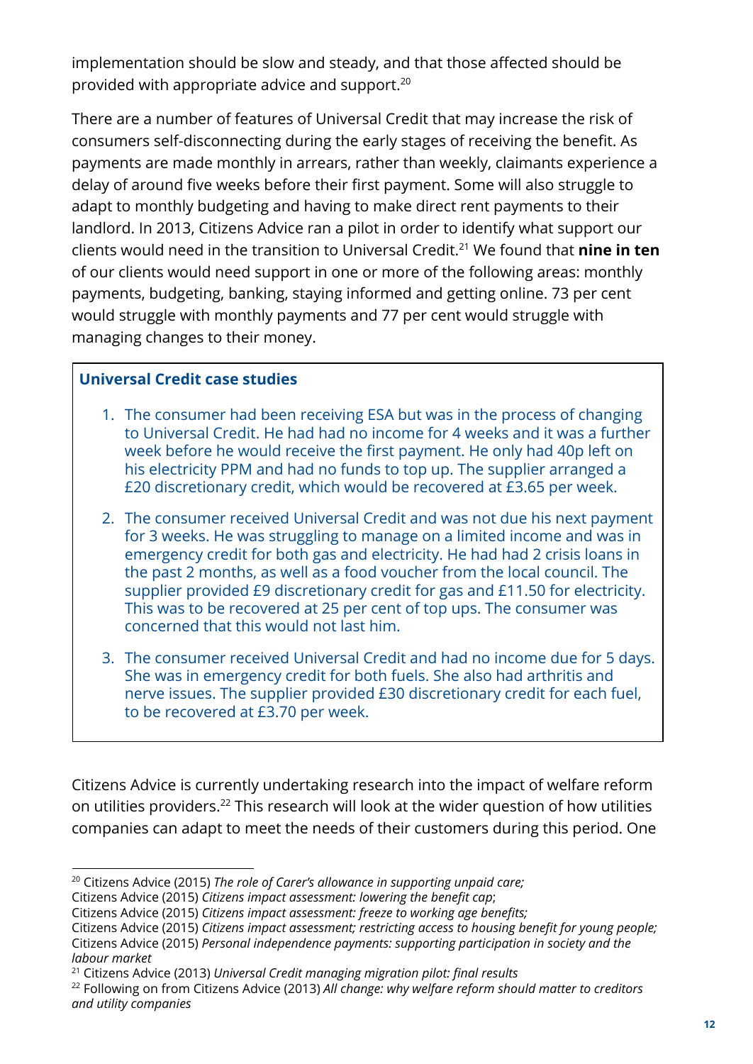implementation should be slow and steady, and that those affected should be provided with appropriate advice and support.[20]

There are a number of features of Universal Credit that may increase the risk of consumers self-disconnecting during the early stages of receiving the benefit. As payments are made monthly in arrears, rather than weekly, claimants experience a delay of around five weeks before their first payment. Some will also struggle to adapt to monthly budgeting and having to make direct rent payments to their landlord. In 2013, Citizens Advice ran a pilot in order to identify what support our clients would need in the transition to Universal Credit.[21] We found that **nine in ten** of our clients would need support in one or more of the following areas: monthly payments, budgeting, banking, staying informed and getting online. 73 per cent would struggle with monthly payments and 77 per cent would struggle with managing changes to their money.

**Universal Credit case studies**

1. The consumer had been receiving ESA but was in the process of changing to Universal Credit. He had had no income for 4 weeks and it was a further week before he would receive the first payment. He only had 40p left on his electricity PPM and had no funds to top up. The supplier arranged a £20 discretionary credit, which would be recovered at £3.65 per week.
2. The consumer received Universal Credit and was not due his next payment for 3 weeks. He was struggling to manage on a limited income and was in emergency credit for both gas and electricity. He had had 2 crisis loans in the past 2 months, as well as a food voucher from the local council. The supplier provided £9 discretionary credit for gas and £11.50 for electricity. This was to be recovered at 25 per cent of top ups. The consumer was concerned that this would not last him.
3. The consumer received Universal Credit and had no income due for 5 days. She was in emergency credit for both fuels. She also had arthritis and nerve issues. The supplier provided £30 discretionary credit for each fuel, to be recovered at £3.70 per week.

Citizens Advice is currently undertaking research into the impact of welfare reform on utilities providers.[22] This research will look at the wider question of how utilities companies can adapt to meet the needs of their customers during this period. One

---

[20] Citizens Advice (2015) *The role of Carer's allowance in supporting unpaid care;*
Citizens Advice (2015) *Citizens impact assessment: lowering the benefit cap*;
Citizens Advice (2015) *Citizens impact assessment: freeze to working age benefits;*
Citizens Advice (2015) *Citizens impact assessment; restricting access to housing benefit for young people;*
Citizens Advice (2015) *Personal independence payments: supporting participation in society and the labour market*

[21] Citizens Advice (2013) *Universal Credit managing migration pilot: final results*

[22] Following on from Citizens Advice (2013) *All change: why welfare reform should matter to creditors and utility companies*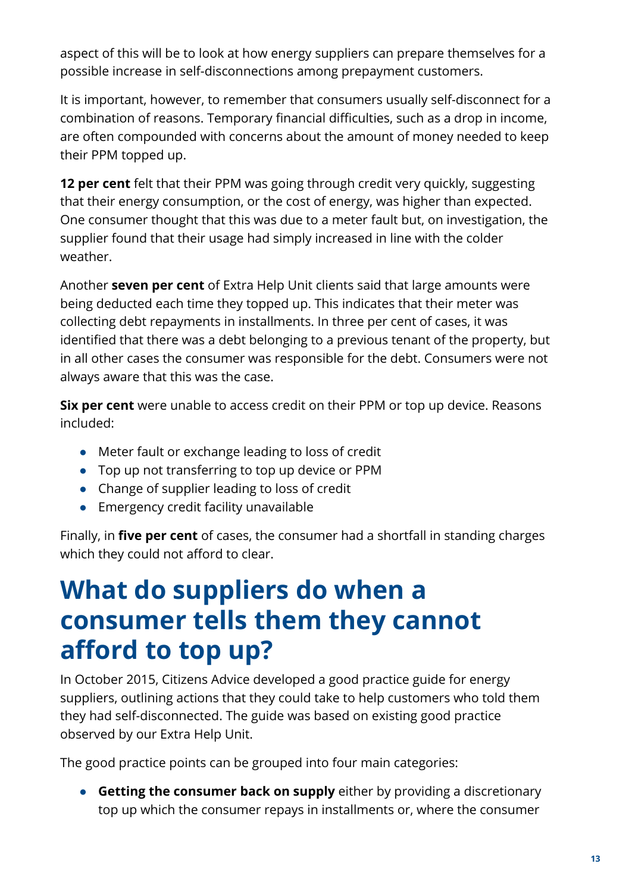aspect of this will be to look at how energy suppliers can prepare themselves for a possible increase in self-disconnections among prepayment customers.

It is important, however, to remember that consumers usually self-disconnect for a combination of reasons. Temporary financial difficulties, such as a drop in income, are often compounded with concerns about the amount of money needed to keep their PPM topped up.

**12 per cent** felt that their PPM was going through credit very quickly, suggesting that their energy consumption, or the cost of energy, was higher than expected. One consumer thought that this was due to a meter fault but, on investigation, the supplier found that their usage had simply increased in line with the colder weather.

Another **seven per cent** of Extra Help Unit clients said that large amounts were being deducted each time they topped up. This indicates that their meter was collecting debt repayments in installments. In three per cent of cases, it was identified that there was a debt belonging to a previous tenant of the property, but in all other cases the consumer was responsible for the debt. Consumers were not always aware that this was the case.

**Six per cent** were unable to access credit on their PPM or top up device. Reasons included:

- Meter fault or exchange leading to loss of credit
- Top up not transferring to top up device or PPM
- Change of supplier leading to loss of credit
- Emergency credit facility unavailable

Finally, in **five per cent** of cases, the consumer had a shortfall in standing charges which they could not afford to clear.

# What do suppliers do when a consumer tells them they cannot afford to top up?

In October 2015, Citizens Advice developed a good practice guide for energy suppliers, outlining actions that they could take to help customers who told them they had self-disconnected. The guide was based on existing good practice observed by our Extra Help Unit.

The good practice points can be grouped into four main categories:

- **Getting the consumer back on supply** either by providing a discretionary top up which the consumer repays in installments or, where the consumer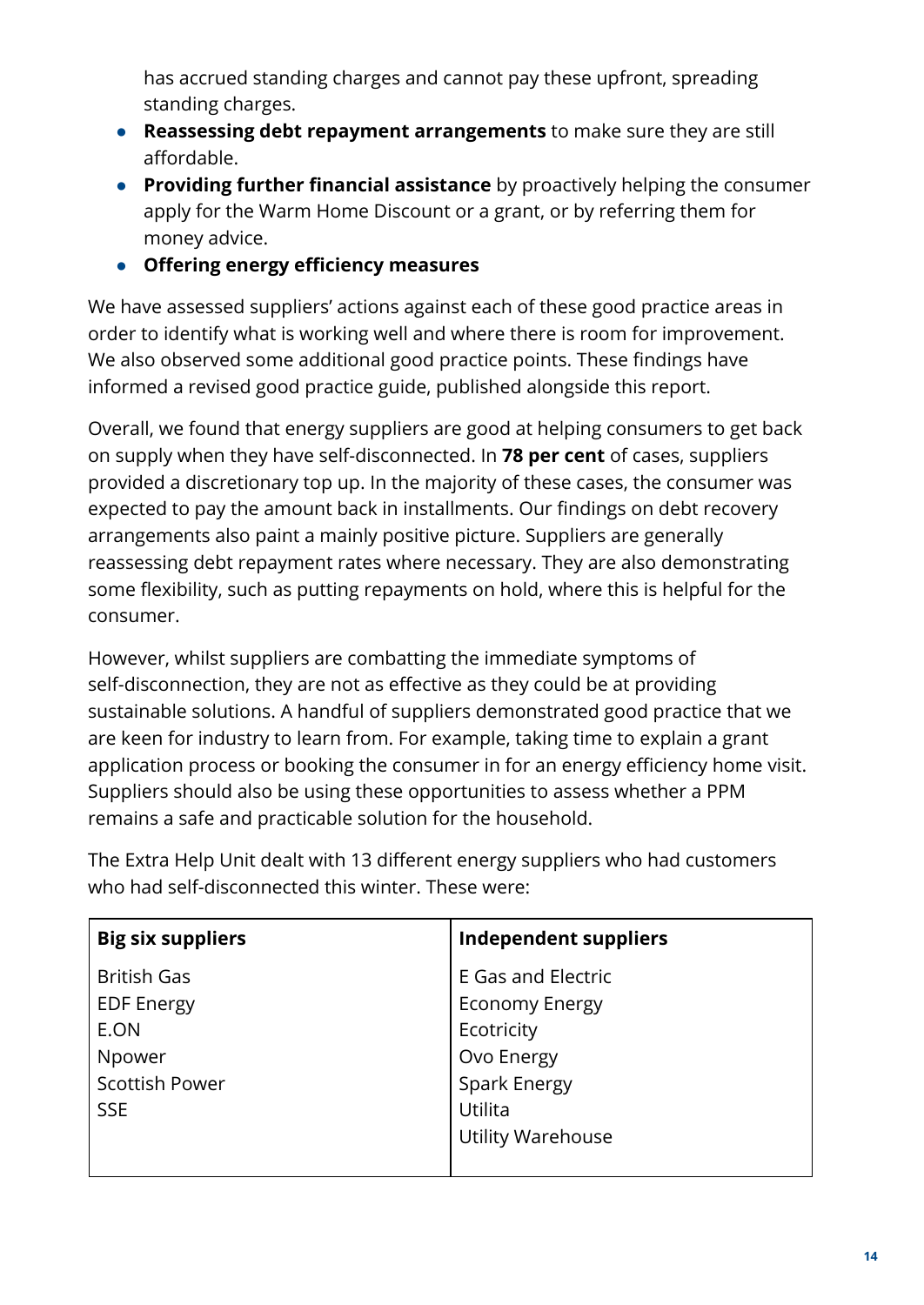has accrued standing charges and cannot pay these upfront, spreading standing charges.

- **Reassessing debt repayment arrangements** to make sure they are still affordable.
- **Providing further financial assistance** by proactively helping the consumer apply for the Warm Home Discount or a grant, or by referring them for money advice.
- **Offering energy efficiency measures**

We have assessed suppliers' actions against each of these good practice areas in order to identify what is working well and where there is room for improvement. We also observed some additional good practice points. These findings have informed a revised good practice guide, published alongside this report.

Overall, we found that energy suppliers are good at helping consumers to get back on supply when they have self-disconnected. In **78 per cent** of cases, suppliers provided a discretionary top up. In the majority of these cases, the consumer was expected to pay the amount back in installments. Our findings on debt recovery arrangements also paint a mainly positive picture. Suppliers are generally reassessing debt repayment rates where necessary. They are also demonstrating some flexibility, such as putting repayments on hold, where this is helpful for the consumer.

However, whilst suppliers are combatting the immediate symptoms of self-disconnection, they are not as effective as they could be at providing sustainable solutions. A handful of suppliers demonstrated good practice that we are keen for industry to learn from. For example, taking time to explain a grant application process or booking the consumer in for an energy efficiency home visit. Suppliers should also be using these opportunities to assess whether a PPM remains a safe and practicable solution for the household.

The Extra Help Unit dealt with 13 different energy suppliers who had customers who had self-disconnected this winter. These were:

| Big six suppliers | Independent suppliers |
|---|---|
| British Gas | E Gas and Electric |
| EDF Energy | Economy Energy |
| E.ON | Ecotricity |
| Npower | Ovo Energy |
| Scottish Power | Spark Energy |
| SSE | Utilita |
| | Utility Warehouse |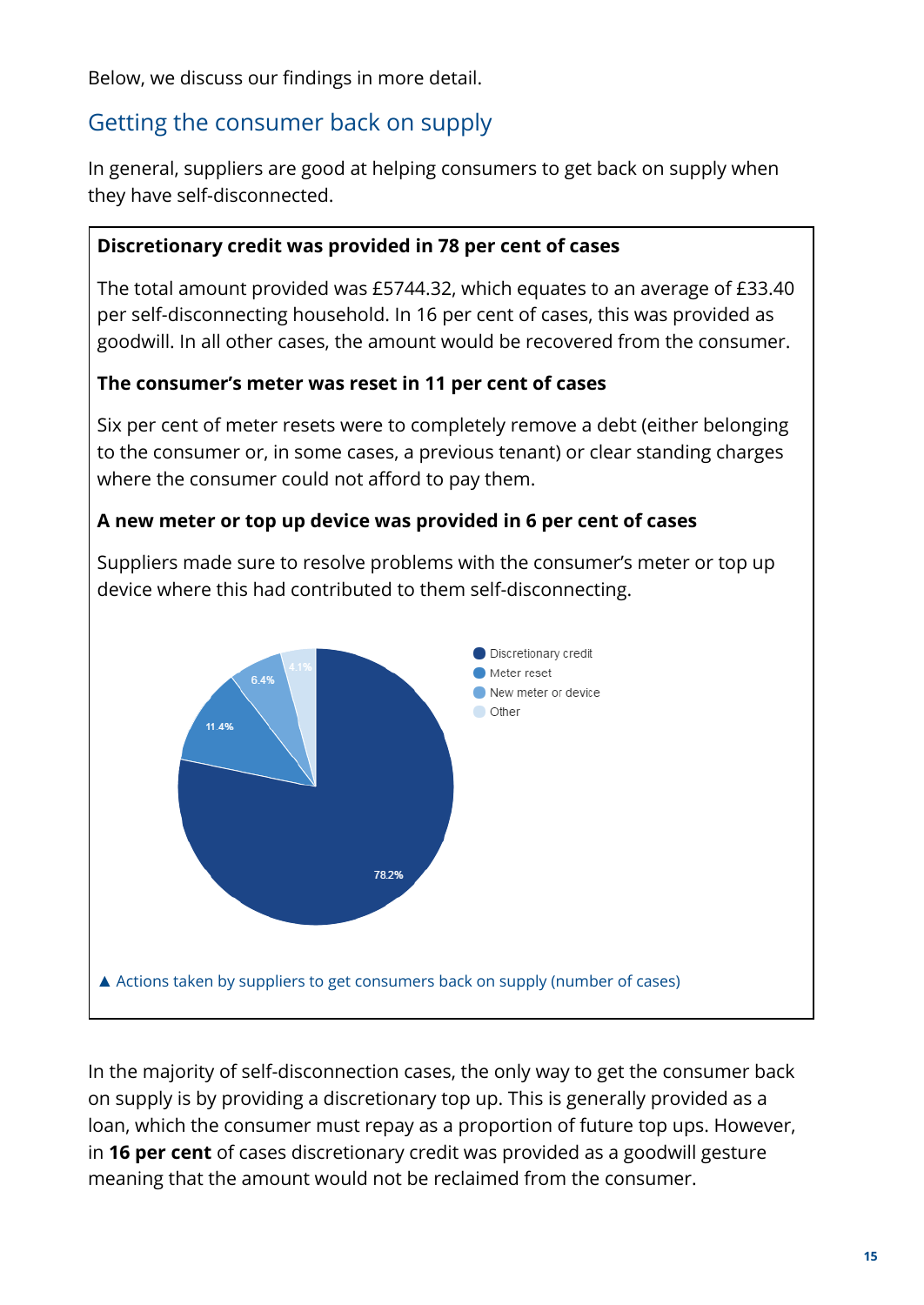Below, we discuss our findings in more detail.

## Getting the consumer back on supply

In general, suppliers are good at helping consumers to get back on supply when they have self-disconnected.

**Discretionary credit was provided in 78 per cent of cases**

The total amount provided was £5744.32, which equates to an average of £33.40 per self-disconnecting household. In 16 per cent of cases, this was provided as goodwill. In all other cases, the amount would be recovered from the consumer.

**The consumer's meter was reset in 11 per cent of cases**

Six per cent of meter resets were to completely remove a debt (either belonging to the consumer or, in some cases, a previous tenant) or clear standing charges where the consumer could not afford to pay them.

**A new meter or top up device was provided in 6 per cent of cases**

Suppliers made sure to resolve problems with the consumer's meter or top up device where this had contributed to them self-disconnecting.

| Action | Share of cases |
|---|---|
| Discretionary credit | 78.2% |
| Meter reset | 11.4% |
| New meter or device | 6.4% |
| Other | 4.1% |

▲ Actions taken by suppliers to get consumers back on supply (number of cases)

In the majority of self-disconnection cases, the only way to get the consumer back on supply is by providing a discretionary top up. This is generally provided as a loan, which the consumer must repay as a proportion of future top ups. However, in **16 per cent** of cases discretionary credit was provided as a goodwill gesture meaning that the amount would not be reclaimed from the consumer.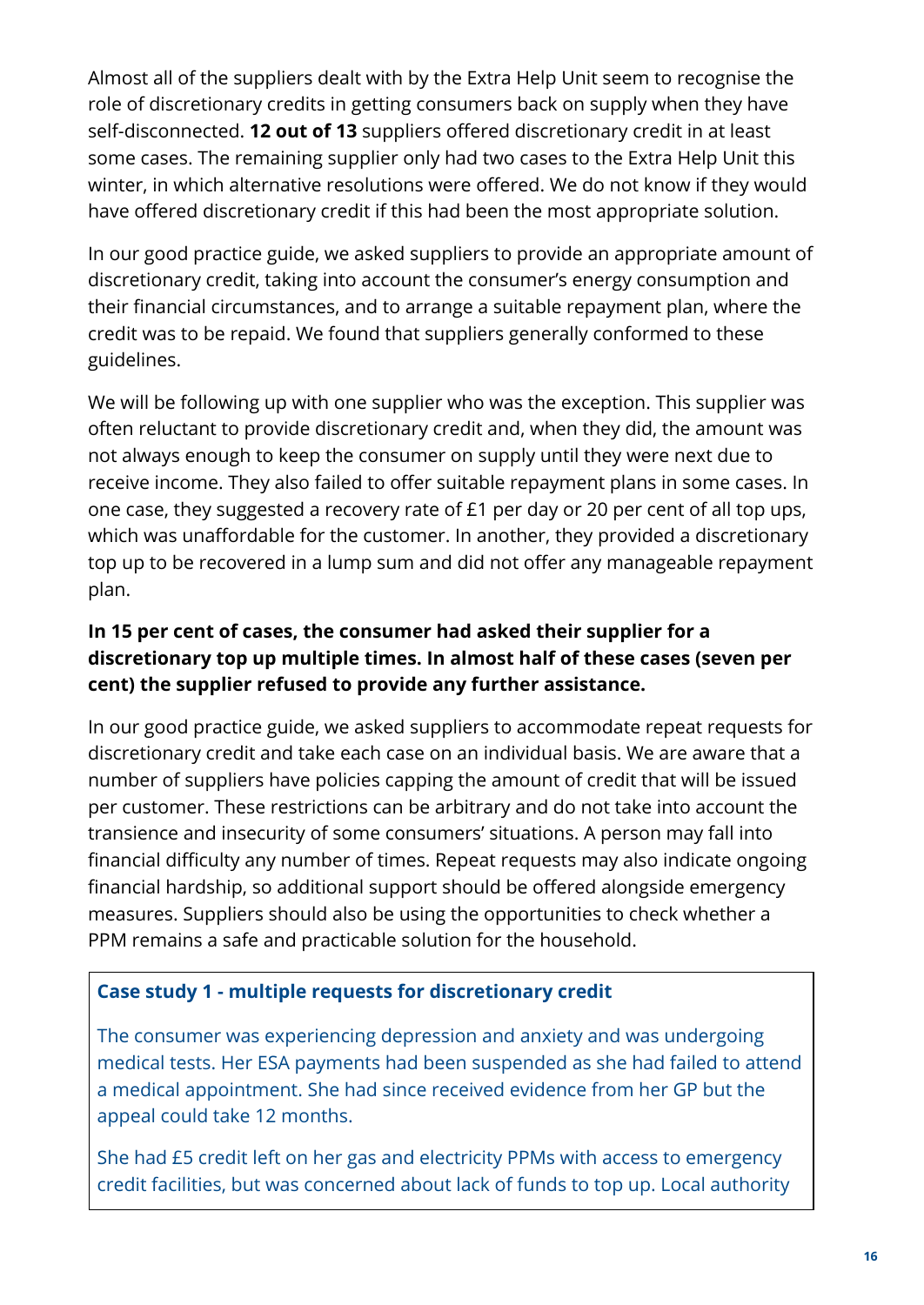Almost all of the suppliers dealt with by the Extra Help Unit seem to recognise the role of discretionary credits in getting consumers back on supply when they have self-disconnected. **12 out of 13** suppliers offered discretionary credit in at least some cases. The remaining supplier only had two cases to the Extra Help Unit this winter, in which alternative resolutions were offered. We do not know if they would have offered discretionary credit if this had been the most appropriate solution.

In our good practice guide, we asked suppliers to provide an appropriate amount of discretionary credit, taking into account the consumer's energy consumption and their financial circumstances, and to arrange a suitable repayment plan, where the credit was to be repaid. We found that suppliers generally conformed to these guidelines.

We will be following up with one supplier who was the exception. This supplier was often reluctant to provide discretionary credit and, when they did, the amount was not always enough to keep the consumer on supply until they were next due to receive income. They also failed to offer suitable repayment plans in some cases. In one case, they suggested a recovery rate of £1 per day or 20 per cent of all top ups, which was unaffordable for the customer. In another, they provided a discretionary top up to be recovered in a lump sum and did not offer any manageable repayment plan.

**In 15 per cent of cases, the consumer had asked their supplier for a discretionary top up multiple times. In almost half of these cases (seven per cent) the supplier refused to provide any further assistance.**

In our good practice guide, we asked suppliers to accommodate repeat requests for discretionary credit and take each case on an individual basis. We are aware that a number of suppliers have policies capping the amount of credit that will be issued per customer. These restrictions can be arbitrary and do not take into account the transience and insecurity of some consumers' situations. A person may fall into financial difficulty any number of times. Repeat requests may also indicate ongoing financial hardship, so additional support should be offered alongside emergency measures. Suppliers should also be using the opportunities to check whether a PPM remains a safe and practicable solution for the household.

**Case study 1 - multiple requests for discretionary credit**

The consumer was experiencing depression and anxiety and was undergoing medical tests. Her ESA payments had been suspended as she had failed to attend a medical appointment. She had since received evidence from her GP but the appeal could take 12 months.

She had £5 credit left on her gas and electricity PPMs with access to emergency credit facilities, but was concerned about lack of funds to top up. Local authority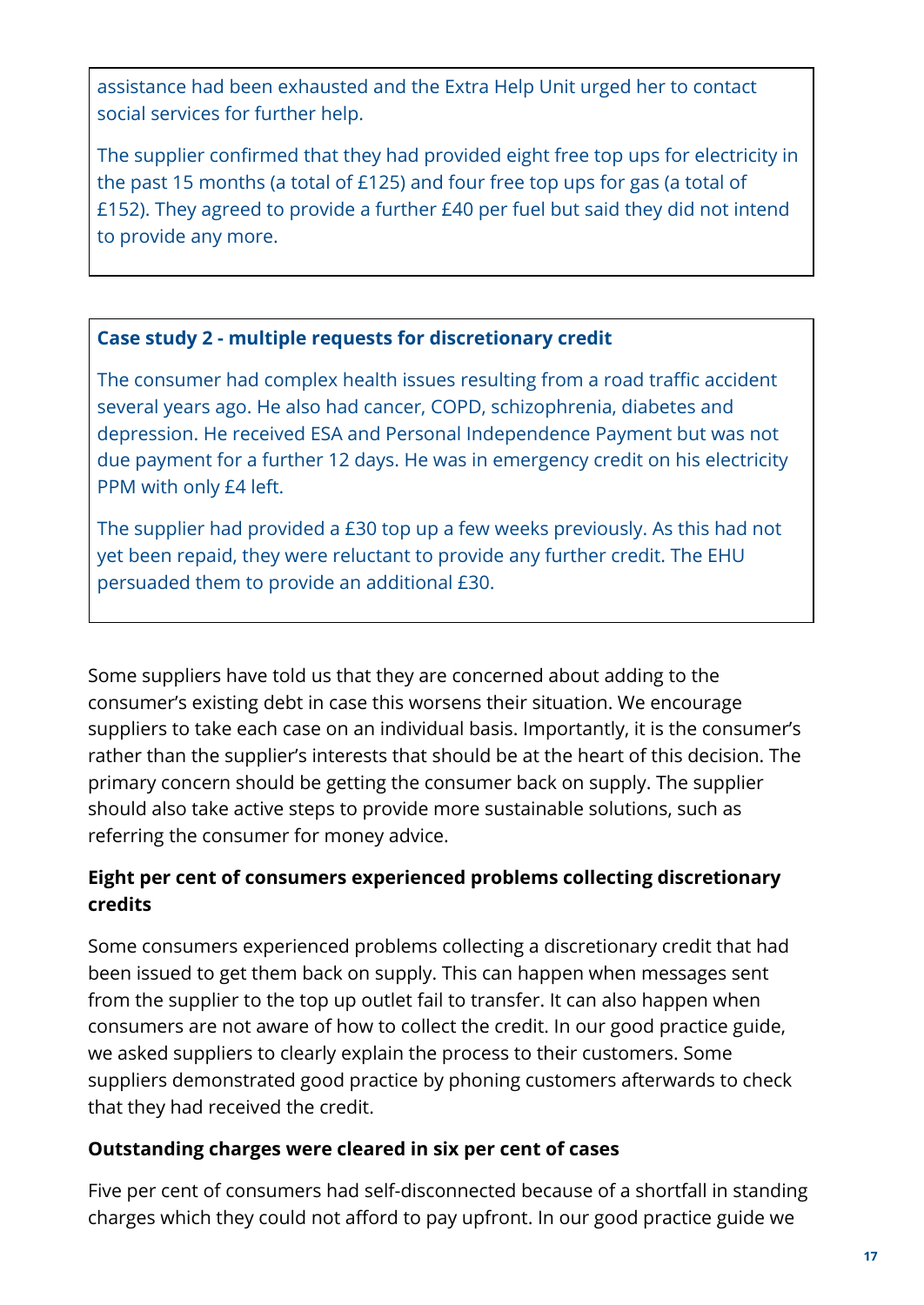assistance had been exhausted and the Extra Help Unit urged her to contact social services for further help.

The supplier confirmed that they had provided eight free top ups for electricity in the past 15 months (a total of £125) and four free top ups for gas (a total of £152). They agreed to provide a further £40 per fuel but said they did not intend to provide any more.

**Case study 2 - multiple requests for discretionary credit**

The consumer had complex health issues resulting from a road traffic accident several years ago. He also had cancer, COPD, schizophrenia, diabetes and depression. He received ESA and Personal Independence Payment but was not due payment for a further 12 days. He was in emergency credit on his electricity PPM with only £4 left.

The supplier had provided a £30 top up a few weeks previously. As this had not yet been repaid, they were reluctant to provide any further credit. The EHU persuaded them to provide an additional £30.

Some suppliers have told us that they are concerned about adding to the consumer's existing debt in case this worsens their situation. We encourage suppliers to take each case on an individual basis. Importantly, it is the consumer's rather than the supplier's interests that should be at the heart of this decision. The primary concern should be getting the consumer back on supply. The supplier should also take active steps to provide more sustainable solutions, such as referring the consumer for money advice.

### Eight per cent of consumers experienced problems collecting discretionary credits

Some consumers experienced problems collecting a discretionary credit that had been issued to get them back on supply. This can happen when messages sent from the supplier to the top up outlet fail to transfer. It can also happen when consumers are not aware of how to collect the credit. In our good practice guide, we asked suppliers to clearly explain the process to their customers. Some suppliers demonstrated good practice by phoning customers afterwards to check that they had received the credit.

### Outstanding charges were cleared in six per cent of cases

Five per cent of consumers had self-disconnected because of a shortfall in standing charges which they could not afford to pay upfront. In our good practice guide we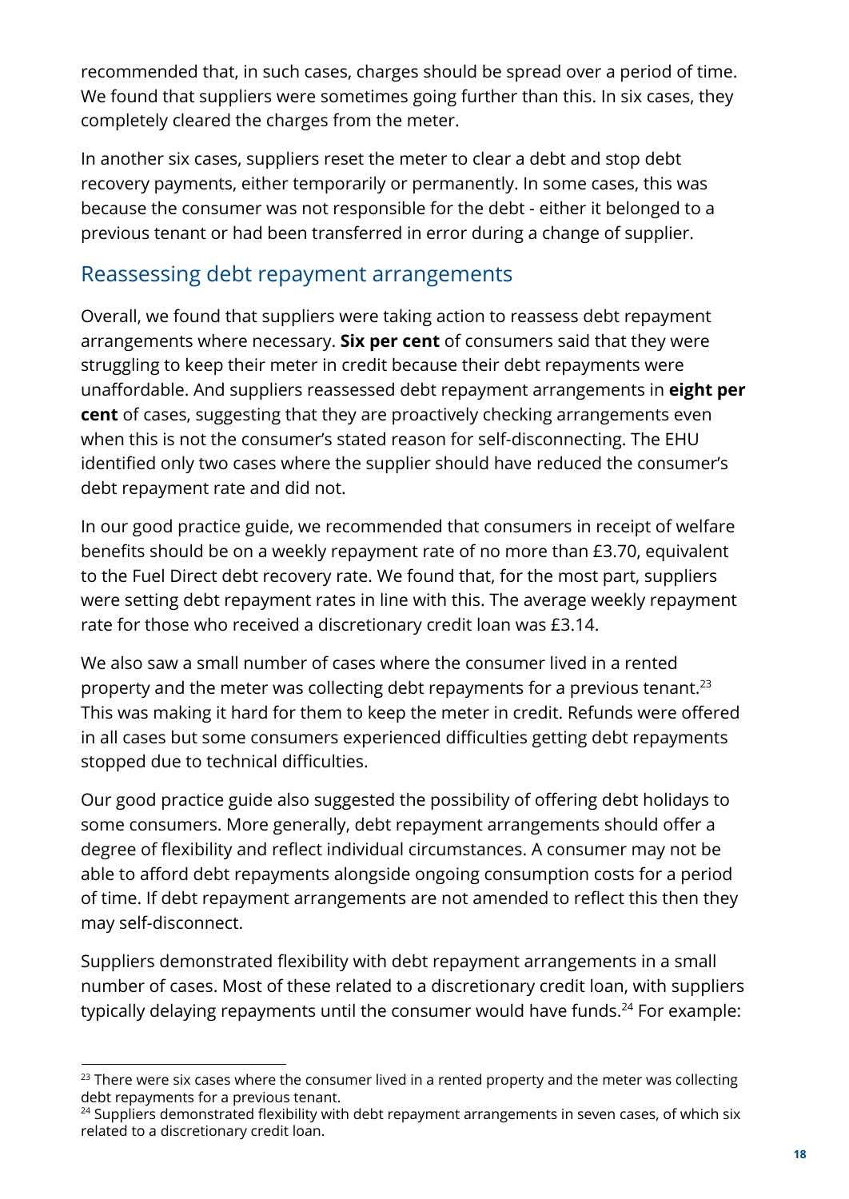recommended that, in such cases, charges should be spread over a period of time. We found that suppliers were sometimes going further than this. In six cases, they completely cleared the charges from the meter.

In another six cases, suppliers reset the meter to clear a debt and stop debt recovery payments, either temporarily or permanently. In some cases, this was because the consumer was not responsible for the debt - either it belonged to a previous tenant or had been transferred in error during a change of supplier.

## Reassessing debt repayment arrangements

Overall, we found that suppliers were taking action to reassess debt repayment arrangements where necessary. **Six per cent** of consumers said that they were struggling to keep their meter in credit because their debt repayments were unaffordable. And suppliers reassessed debt repayment arrangements in **eight per cent** of cases, suggesting that they are proactively checking arrangements even when this is not the consumer's stated reason for self-disconnecting. The EHU identified only two cases where the supplier should have reduced the consumer's debt repayment rate and did not.

In our good practice guide, we recommended that consumers in receipt of welfare benefits should be on a weekly repayment rate of no more than £3.70, equivalent to the Fuel Direct debt recovery rate. We found that, for the most part, suppliers were setting debt repayment rates in line with this. The average weekly repayment rate for those who received a discretionary credit loan was £3.14.

We also saw a small number of cases where the consumer lived in a rented property and the meter was collecting debt repayments for a previous tenant.[23] This was making it hard for them to keep the meter in credit. Refunds were offered in all cases but some consumers experienced difficulties getting debt repayments stopped due to technical difficulties.

Our good practice guide also suggested the possibility of offering debt holidays to some consumers. More generally, debt repayment arrangements should offer a degree of flexibility and reflect individual circumstances. A consumer may not be able to afford debt repayments alongside ongoing consumption costs for a period of time. If debt repayment arrangements are not amended to reflect this then they may self-disconnect.

Suppliers demonstrated flexibility with debt repayment arrangements in a small number of cases. Most of these related to a discretionary credit loan, with suppliers typically delaying repayments until the consumer would have funds.[24] For example:

---

[23] There were six cases where the consumer lived in a rented property and the meter was collecting debt repayments for a previous tenant.

[24] Suppliers demonstrated flexibility with debt repayment arrangements in seven cases, of which six related to a discretionary credit loan.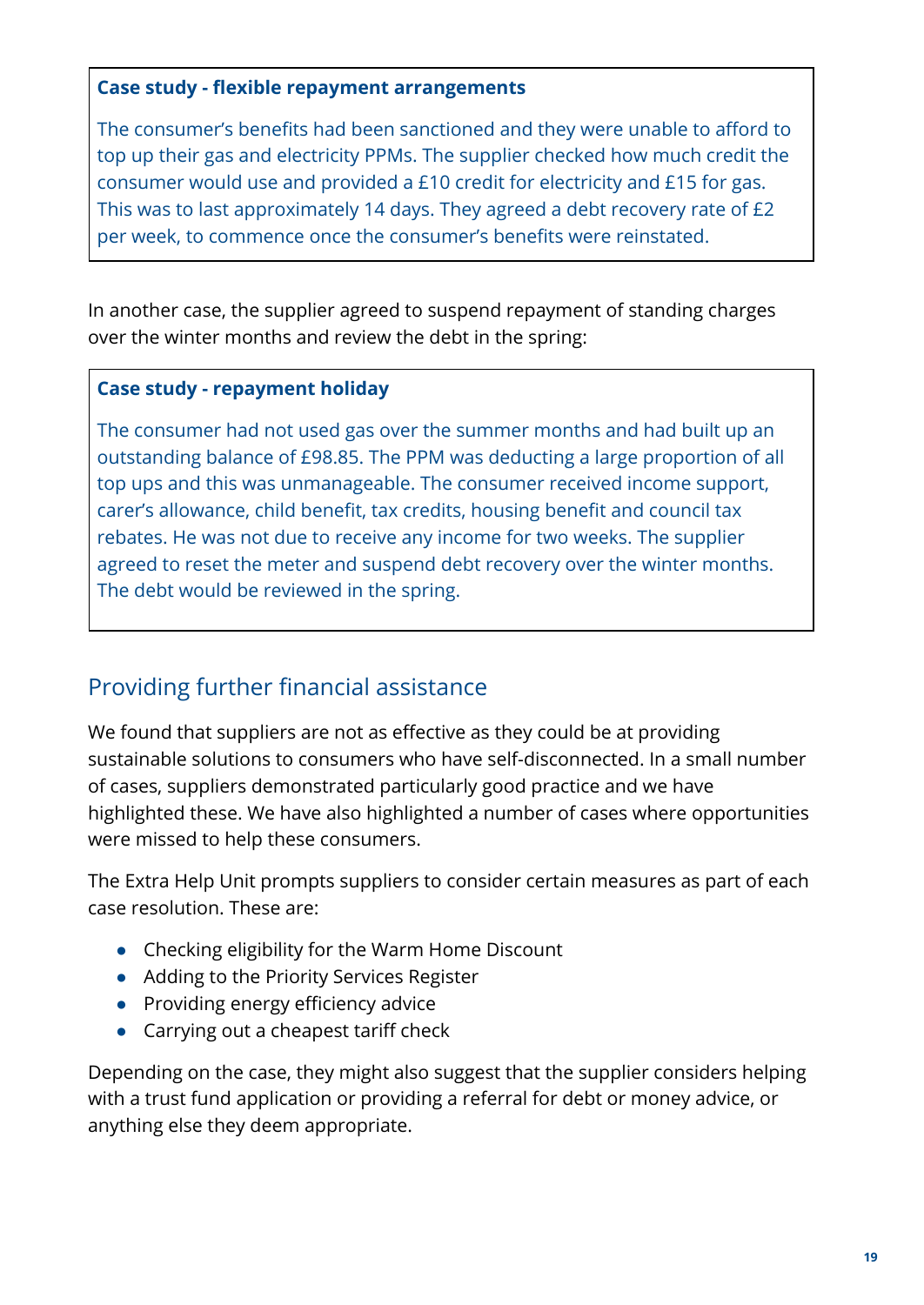> **Case study - flexible repayment arrangements**
>
> The consumer's benefits had been sanctioned and they were unable to afford to top up their gas and electricity PPMs. The supplier checked how much credit the consumer would use and provided a £10 credit for electricity and £15 for gas. This was to last approximately 14 days. They agreed a debt recovery rate of £2 per week, to commence once the consumer's benefits were reinstated.

In another case, the supplier agreed to suspend repayment of standing charges over the winter months and review the debt in the spring:

> **Case study - repayment holiday**
>
> The consumer had not used gas over the summer months and had built up an outstanding balance of £98.85. The PPM was deducting a large proportion of all top ups and this was unmanageable. The consumer received income support, carer's allowance, child benefit, tax credits, housing benefit and council tax rebates. He was not due to receive any income for two weeks. The supplier agreed to reset the meter and suspend debt recovery over the winter months. The debt would be reviewed in the spring.

## Providing further financial assistance

We found that suppliers are not as effective as they could be at providing sustainable solutions to consumers who have self-disconnected. In a small number of cases, suppliers demonstrated particularly good practice and we have highlighted these. We have also highlighted a number of cases where opportunities were missed to help these consumers.

The Extra Help Unit prompts suppliers to consider certain measures as part of each case resolution. These are:

- Checking eligibility for the Warm Home Discount
- Adding to the Priority Services Register
- Providing energy efficiency advice
- Carrying out a cheapest tariff check

Depending on the case, they might also suggest that the supplier considers helping with a trust fund application or providing a referral for debt or money advice, or anything else they deem appropriate.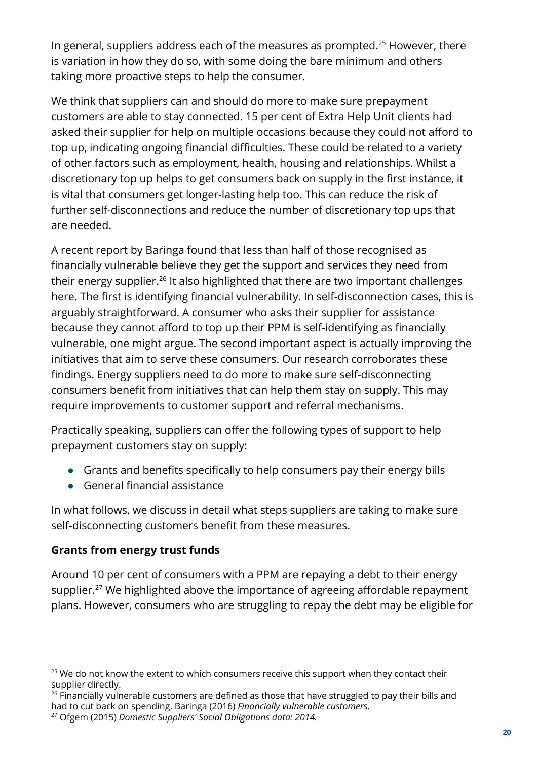In general, suppliers address each of the measures as prompted.[25] However, there is variation in how they do so, with some doing the bare minimum and others taking more proactive steps to help the consumer.

We think that suppliers can and should do more to make sure prepayment customers are able to stay connected. 15 per cent of Extra Help Unit clients had asked their supplier for help on multiple occasions because they could not afford to top up, indicating ongoing financial difficulties. These could be related to a variety of other factors such as employment, health, housing and relationships. Whilst a discretionary top up helps to get consumers back on supply in the first instance, it is vital that consumers get longer-lasting help too. This can reduce the risk of further self-disconnections and reduce the number of discretionary top ups that are needed.

A recent report by Baringa found that less than half of those recognised as financially vulnerable believe they get the support and services they need from their energy supplier.[26] It also highlighted that there are two important challenges here. The first is identifying financial vulnerability. In self-disconnection cases, this is arguably straightforward. A consumer who asks their supplier for assistance because they cannot afford to top up their PPM is self-identifying as financially vulnerable, one might argue. The second important aspect is actually improving the initiatives that aim to serve these consumers. Our research corroborates these findings. Energy suppliers need to do more to make sure self-disconnecting consumers benefit from initiatives that can help them stay on supply. This may require improvements to customer support and referral mechanisms.

Practically speaking, suppliers can offer the following types of support to help prepayment customers stay on supply:

- Grants and benefits specifically to help consumers pay their energy bills
- General financial assistance

In what follows, we discuss in detail what steps suppliers are taking to make sure self-disconnecting customers benefit from these measures.

**Grants from energy trust funds**

Around 10 per cent of consumers with a PPM are repaying a debt to their energy supplier.[27] We highlighted above the importance of agreeing affordable repayment plans. However, consumers who are struggling to repay the debt may be eligible for

---

[25] We do not know the extent to which consumers receive this support when they contact their supplier directly.

[26] Financially vulnerable customers are defined as those that have struggled to pay their bills and had to cut back on spending. Baringa (2016) *Financially vulnerable customers*.

[27] Ofgem (2015) *Domestic Suppliers' Social Obligations data: 2014.*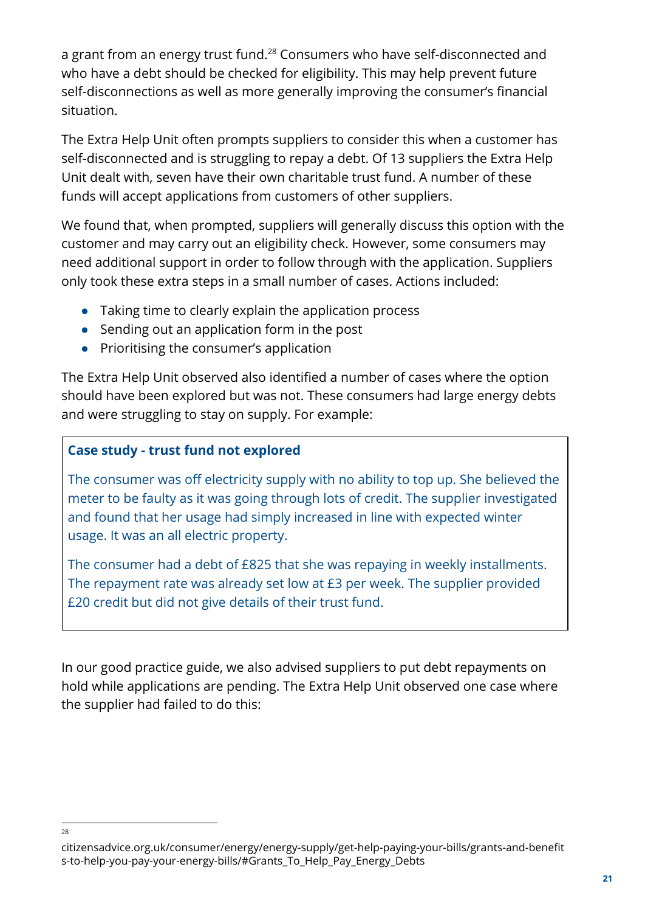a grant from an energy trust fund.[28] Consumers who have self-disconnected and who have a debt should be checked for eligibility. This may help prevent future self-disconnections as well as more generally improving the consumer's financial situation.

The Extra Help Unit often prompts suppliers to consider this when a customer has self-disconnected and is struggling to repay a debt. Of 13 suppliers the Extra Help Unit dealt with, seven have their own charitable trust fund. A number of these funds will accept applications from customers of other suppliers.

We found that, when prompted, suppliers will generally discuss this option with the customer and may carry out an eligibility check. However, some consumers may need additional support in order to follow through with the application. Suppliers only took these extra steps in a small number of cases. Actions included:

- Taking time to clearly explain the application process
- Sending out an application form in the post
- Prioritising the consumer's application

The Extra Help Unit observed also identified a number of cases where the option should have been explored but was not. These consumers had large energy debts and were struggling to stay on supply. For example:

> **Case study - trust fund not explored**
>
> The consumer was off electricity supply with no ability to top up. She believed the meter to be faulty as it was going through lots of credit. The supplier investigated and found that her usage had simply increased in line with expected winter usage. It was an all electric property.
>
> The consumer had a debt of £825 that she was repaying in weekly installments. The repayment rate was already set low at £3 per week. The supplier provided £20 credit but did not give details of their trust fund.

In our good practice guide, we also advised suppliers to put debt repayments on hold while applications are pending. The Extra Help Unit observed one case where the supplier had failed to do this:

---

[28] citizensadvice.org.uk/consumer/energy/energy-supply/get-help-paying-your-bills/grants-and-benefits-to-help-you-pay-your-energy-bills/#Grants_To_Help_Pay_Energy_Debts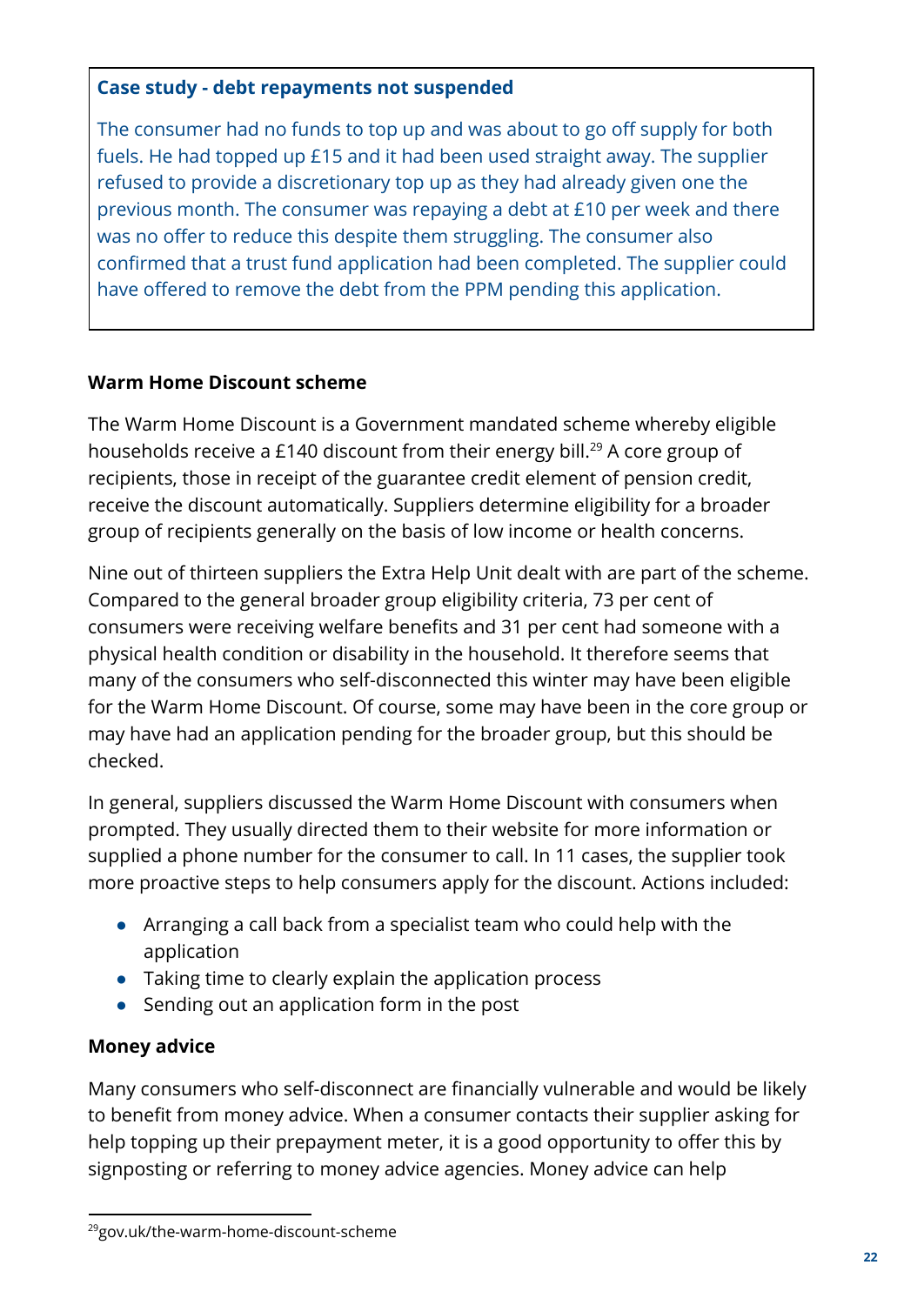**Case study - debt repayments not suspended**

The consumer had no funds to top up and was about to go off supply for both fuels. He had topped up £15 and it had been used straight away. The supplier refused to provide a discretionary top up as they had already given one the previous month. The consumer was repaying a debt at £10 per week and there was no offer to reduce this despite them struggling. The consumer also confirmed that a trust fund application had been completed. The supplier could have offered to remove the debt from the PPM pending this application.

### Warm Home Discount scheme

The Warm Home Discount is a Government mandated scheme whereby eligible households receive a £140 discount from their energy bill.[29] A core group of recipients, those in receipt of the guarantee credit element of pension credit, receive the discount automatically. Suppliers determine eligibility for a broader group of recipients generally on the basis of low income or health concerns.

Nine out of thirteen suppliers the Extra Help Unit dealt with are part of the scheme. Compared to the general broader group eligibility criteria, 73 per cent of consumers were receiving welfare benefits and 31 per cent had someone with a physical health condition or disability in the household. It therefore seems that many of the consumers who self-disconnected this winter may have been eligible for the Warm Home Discount. Of course, some may have been in the core group or may have had an application pending for the broader group, but this should be checked.

In general, suppliers discussed the Warm Home Discount with consumers when prompted. They usually directed them to their website for more information or supplied a phone number for the consumer to call. In 11 cases, the supplier took more proactive steps to help consumers apply for the discount. Actions included:

- Arranging a call back from a specialist team who could help with the application
- Taking time to clearly explain the application process
- Sending out an application form in the post

### Money advice

Many consumers who self-disconnect are financially vulnerable and would be likely to benefit from money advice. When a consumer contacts their supplier asking for help topping up their prepayment meter, it is a good opportunity to offer this by signposting or referring to money advice agencies. Money advice can help

[29] gov.uk/the-warm-home-discount-scheme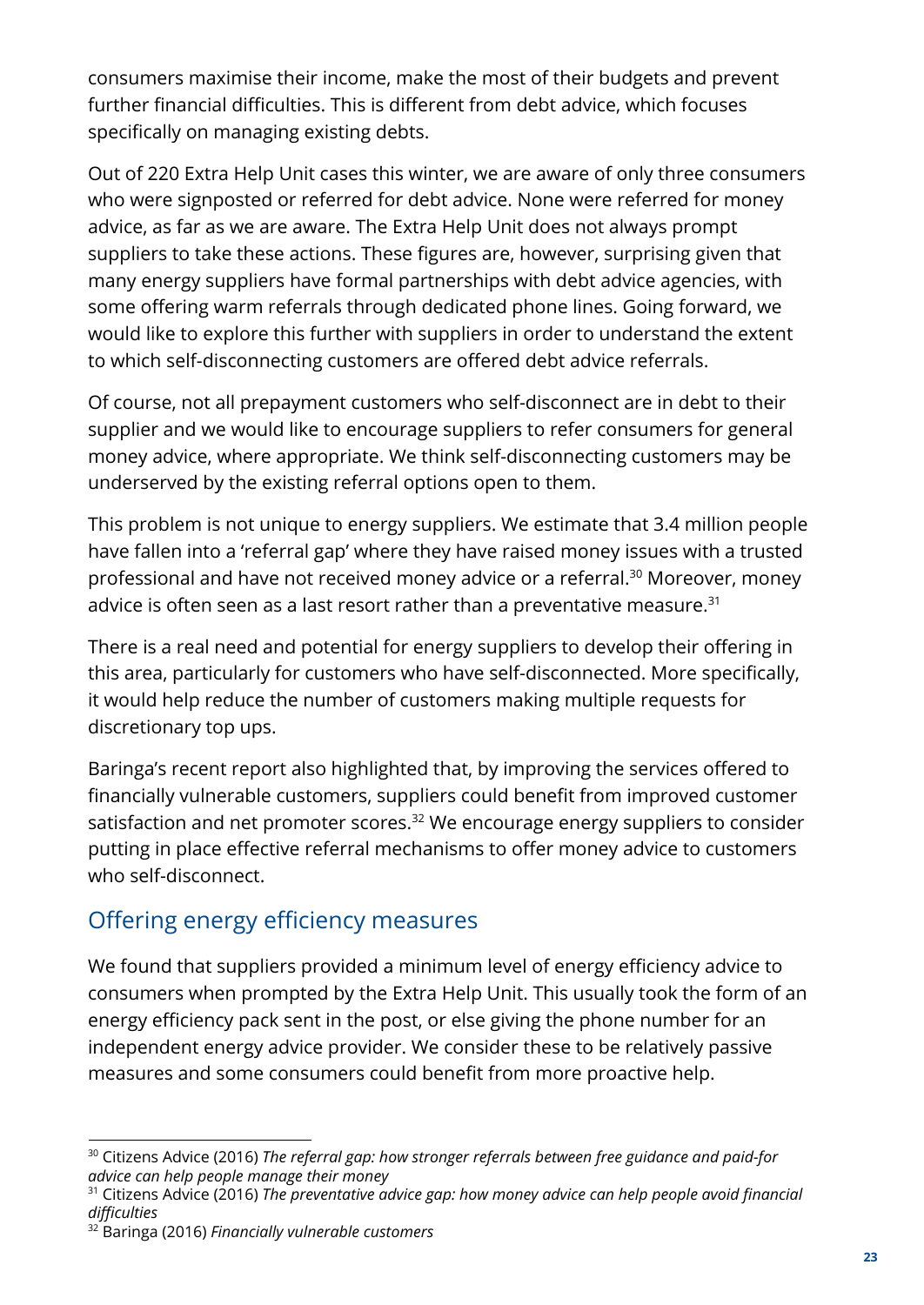consumers maximise their income, make the most of their budgets and prevent further financial difficulties. This is different from debt advice, which focuses specifically on managing existing debts.

Out of 220 Extra Help Unit cases this winter, we are aware of only three consumers who were signposted or referred for debt advice. None were referred for money advice, as far as we are aware. The Extra Help Unit does not always prompt suppliers to take these actions. These figures are, however, surprising given that many energy suppliers have formal partnerships with debt advice agencies, with some offering warm referrals through dedicated phone lines. Going forward, we would like to explore this further with suppliers in order to understand the extent to which self-disconnecting customers are offered debt advice referrals.

Of course, not all prepayment customers who self-disconnect are in debt to their supplier and we would like to encourage suppliers to refer consumers for general money advice, where appropriate. We think self-disconnecting customers may be underserved by the existing referral options open to them.

This problem is not unique to energy suppliers. We estimate that 3.4 million people have fallen into a 'referral gap' where they have raised money issues with a trusted professional and have not received money advice or a referral.[30] Moreover, money advice is often seen as a last resort rather than a preventative measure.[31]

There is a real need and potential for energy suppliers to develop their offering in this area, particularly for customers who have self-disconnected. More specifically, it would help reduce the number of customers making multiple requests for discretionary top ups.

Baringa's recent report also highlighted that, by improving the services offered to financially vulnerable customers, suppliers could benefit from improved customer satisfaction and net promoter scores.[32] We encourage energy suppliers to consider putting in place effective referral mechanisms to offer money advice to customers who self-disconnect.

## Offering energy efficiency measures

We found that suppliers provided a minimum level of energy efficiency advice to consumers when prompted by the Extra Help Unit. This usually took the form of an energy efficiency pack sent in the post, or else giving the phone number for an independent energy advice provider. We consider these to be relatively passive measures and some consumers could benefit from more proactive help.

---

[30] Citizens Advice (2016) *The referral gap: how stronger referrals between free guidance and paid-for advice can help people manage their money*

[31] Citizens Advice (2016) *The preventative advice gap: how money advice can help people avoid financial difficulties*

[32] Baringa (2016) *Financially vulnerable customers*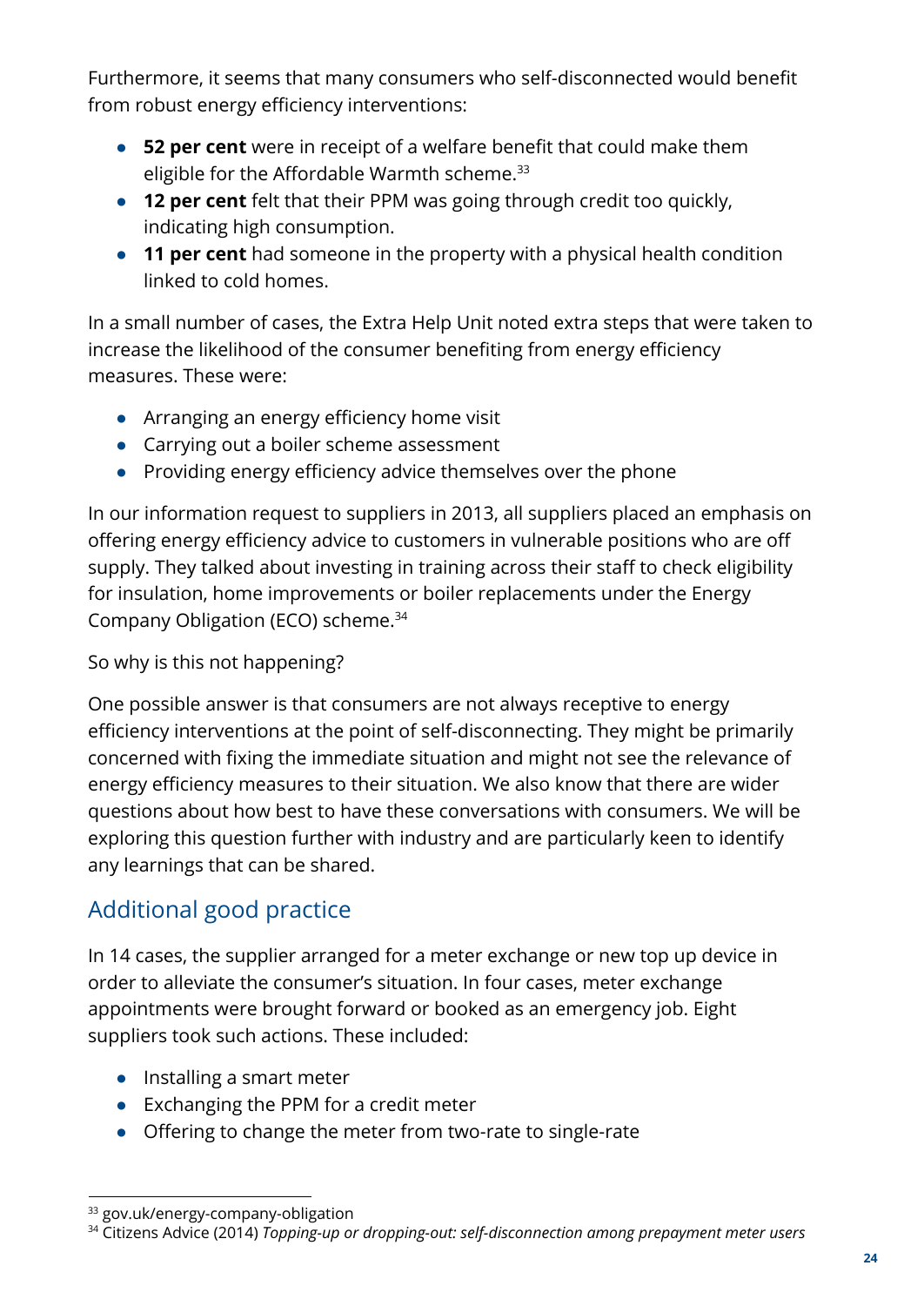Furthermore, it seems that many consumers who self-disconnected would benefit from robust energy efficiency interventions:

- **52 per cent** were in receipt of a welfare benefit that could make them eligible for the Affordable Warmth scheme.[33]
- **12 per cent** felt that their PPM was going through credit too quickly, indicating high consumption.
- **11 per cent** had someone in the property with a physical health condition linked to cold homes.

In a small number of cases, the Extra Help Unit noted extra steps that were taken to increase the likelihood of the consumer benefiting from energy efficiency measures. These were:

- Arranging an energy efficiency home visit
- Carrying out a boiler scheme assessment
- Providing energy efficiency advice themselves over the phone

In our information request to suppliers in 2013, all suppliers placed an emphasis on offering energy efficiency advice to customers in vulnerable positions who are off supply. They talked about investing in training across their staff to check eligibility for insulation, home improvements or boiler replacements under the Energy Company Obligation (ECO) scheme.[34]

So why is this not happening?

One possible answer is that consumers are not always receptive to energy efficiency interventions at the point of self-disconnecting. They might be primarily concerned with fixing the immediate situation and might not see the relevance of energy efficiency measures to their situation. We also know that there are wider questions about how best to have these conversations with consumers. We will be exploring this question further with industry and are particularly keen to identify any learnings that can be shared.

## Additional good practice

In 14 cases, the supplier arranged for a meter exchange or new top up device in order to alleviate the consumer's situation. In four cases, meter exchange appointments were brought forward or booked as an emergency job. Eight suppliers took such actions. These included:

- Installing a smart meter
- Exchanging the PPM for a credit meter
- Offering to change the meter from two-rate to single-rate

[33] gov.uk/energy-company-obligation

[34] Citizens Advice (2014) *Topping-up or dropping-out: self-disconnection among prepayment meter users*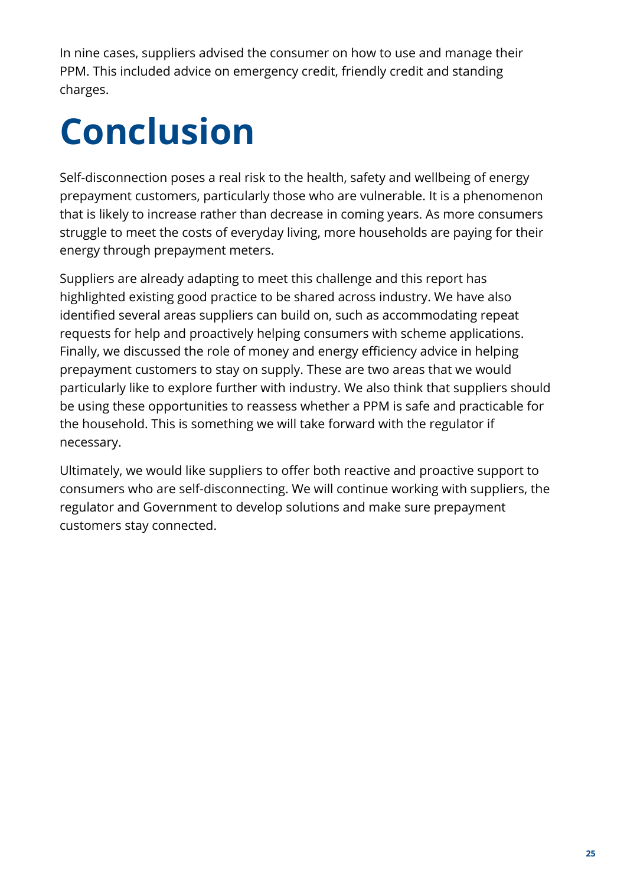In nine cases, suppliers advised the consumer on how to use and manage their PPM. This included advice on emergency credit, friendly credit and standing charges.

# Conclusion

Self-disconnection poses a real risk to the health, safety and wellbeing of energy prepayment customers, particularly those who are vulnerable. It is a phenomenon that is likely to increase rather than decrease in coming years. As more consumers struggle to meet the costs of everyday living, more households are paying for their energy through prepayment meters.

Suppliers are already adapting to meet this challenge and this report has highlighted existing good practice to be shared across industry. We have also identified several areas suppliers can build on, such as accommodating repeat requests for help and proactively helping consumers with scheme applications. Finally, we discussed the role of money and energy efficiency advice in helping prepayment customers to stay on supply. These are two areas that we would particularly like to explore further with industry. We also think that suppliers should be using these opportunities to reassess whether a PPM is safe and practicable for the household. This is something we will take forward with the regulator if necessary.

Ultimately, we would like suppliers to offer both reactive and proactive support to consumers who are self-disconnecting. We will continue working with suppliers, the regulator and Government to develop solutions and make sure prepayment customers stay connected.